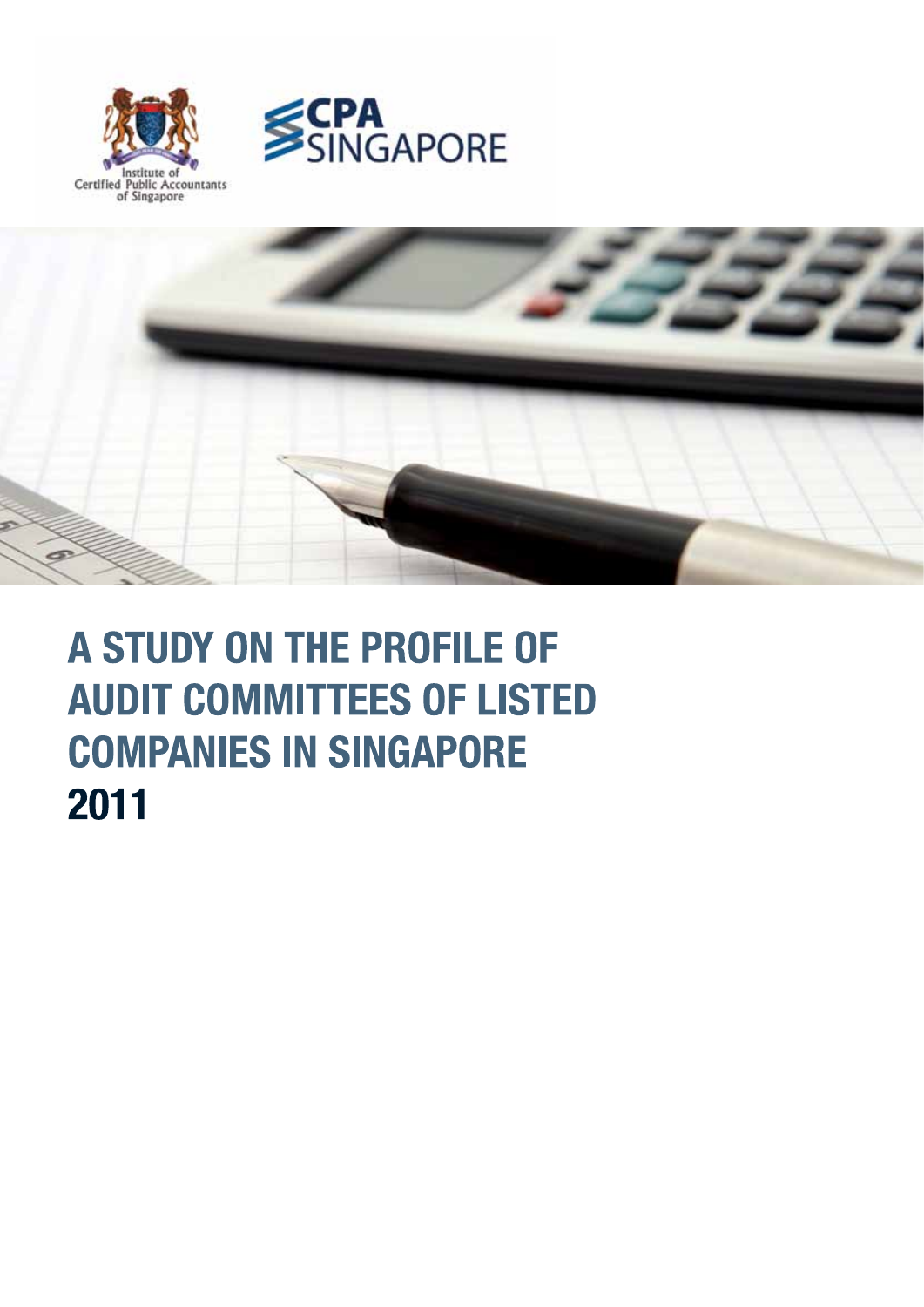Institute of Certified Public Accountants of Singapore

CPA SINGAPORE

# A STUDY ON THE PROFILE OF AUDIT COMMITTEES OF LISTED COMPANIES IN SINGAPORE 2011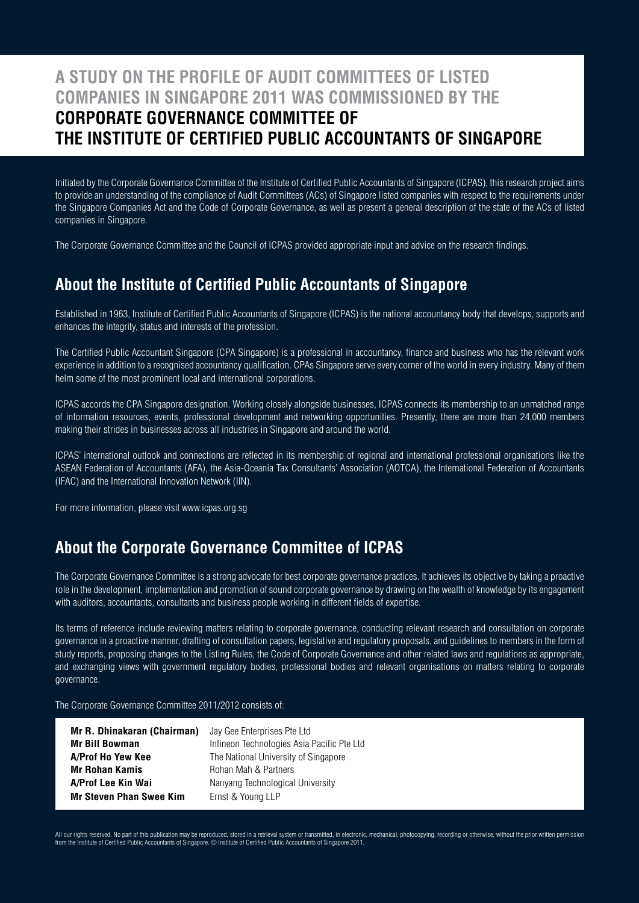# A STUDY ON THE PROFILE OF AUDIT COMMITTEES OF LISTED COMPANIES IN SINGAPORE 2011 WAS COMMISSIONED BY THE CORPORATE GOVERNANCE COMMITTEE OF THE INSTITUTE OF CERTIFIED PUBLIC ACCOUNTANTS OF SINGAPORE

Initiated by the Corporate Governance Committee of the Institute of Certified Public Accountants of Singapore (ICPAS), this research project aims to provide an understanding of the compliance of Audit Committees (ACs) of Singapore listed companies with respect to the requirements under the Singapore Companies Act and the Code of Corporate Governance, as well as present a general description of the state of the ACs of listed companies in Singapore.

The Corporate Governance Committee and the Council of ICPAS provided appropriate input and advice on the research findings.

## About the Institute of Certified Public Accountants of Singapore

Established in 1963, Institute of Certified Public Accountants of Singapore (ICPAS) is the national accountancy body that develops, supports and enhances the integrity, status and interests of the profession.

The Certified Public Accountant Singapore (CPA Singapore) is a professional in accountancy, finance and business who has the relevant work experience in addition to a recognised accountancy qualification. CPAs Singapore serve every corner of the world in every industry. Many of them helm some of the most prominent local and international corporations.

ICPAS accords the CPA Singapore designation. Working closely alongside businesses, ICPAS connects its membership to an unmatched range of information resources, events, professional development and networking opportunities. Presently, there are more than 24,000 members making their strides in businesses across all industries in Singapore and around the world.

ICPAS' international outlook and connections are reflected in its membership of regional and international professional organisations like the ASEAN Federation of Accountants (AFA), the Asia-Oceania Tax Consultants' Association (AOTCA), the International Federation of Accountants (IFAC) and the International Innovation Network (IIN).

For more information, please visit www.icpas.org.sg

## About the Corporate Governance Committee of ICPAS

The Corporate Governance Committee is a strong advocate for best corporate governance practices. It achieves its objective by taking a proactive role in the development, implementation and promotion of sound corporate governance by drawing on the wealth of knowledge by its engagement with auditors, accountants, consultants and business people working in different fields of expertise.

Its terms of reference include reviewing matters relating to corporate governance, conducting relevant research and consultation on corporate governance in a proactive manner, drafting of consultation papers, legislative and regulatory proposals, and guidelines to members in the form of study reports, proposing changes to the Listing Rules, the Code of Corporate Governance and other related laws and regulations as appropriate, and exchanging views with government regulatory bodies, professional bodies and relevant organisations on matters relating to corporate governance.

The Corporate Governance Committee 2011/2012 consists of:

| | |
|---|---|
| **Mr R. Dhinakaran (Chairman)** | Jay Gee Enterprises Pte Ltd |
| **Mr Bill Bowman** | Infineon Technologies Asia Pacific Pte Ltd |
| **A/Prof Ho Yew Kee** | The National University of Singapore |
| **Mr Rohan Kamis** | Rohan Mah & Partners |
| **A/Prof Lee Kin Wai** | Nanyang Technological University |
| **Mr Steven Phan Swee Kim** | Ernst & Young LLP |

All our rights reserved. No part of this publication may be reproduced, stored in a retrieval system or transmitted, in electronic, mechanical, photocopying, recording or otherwise, without the prior written permission from the Institute of Certified Public Accountants of Singapore. © Institute of Certified Public Accountants of Singapore 2011.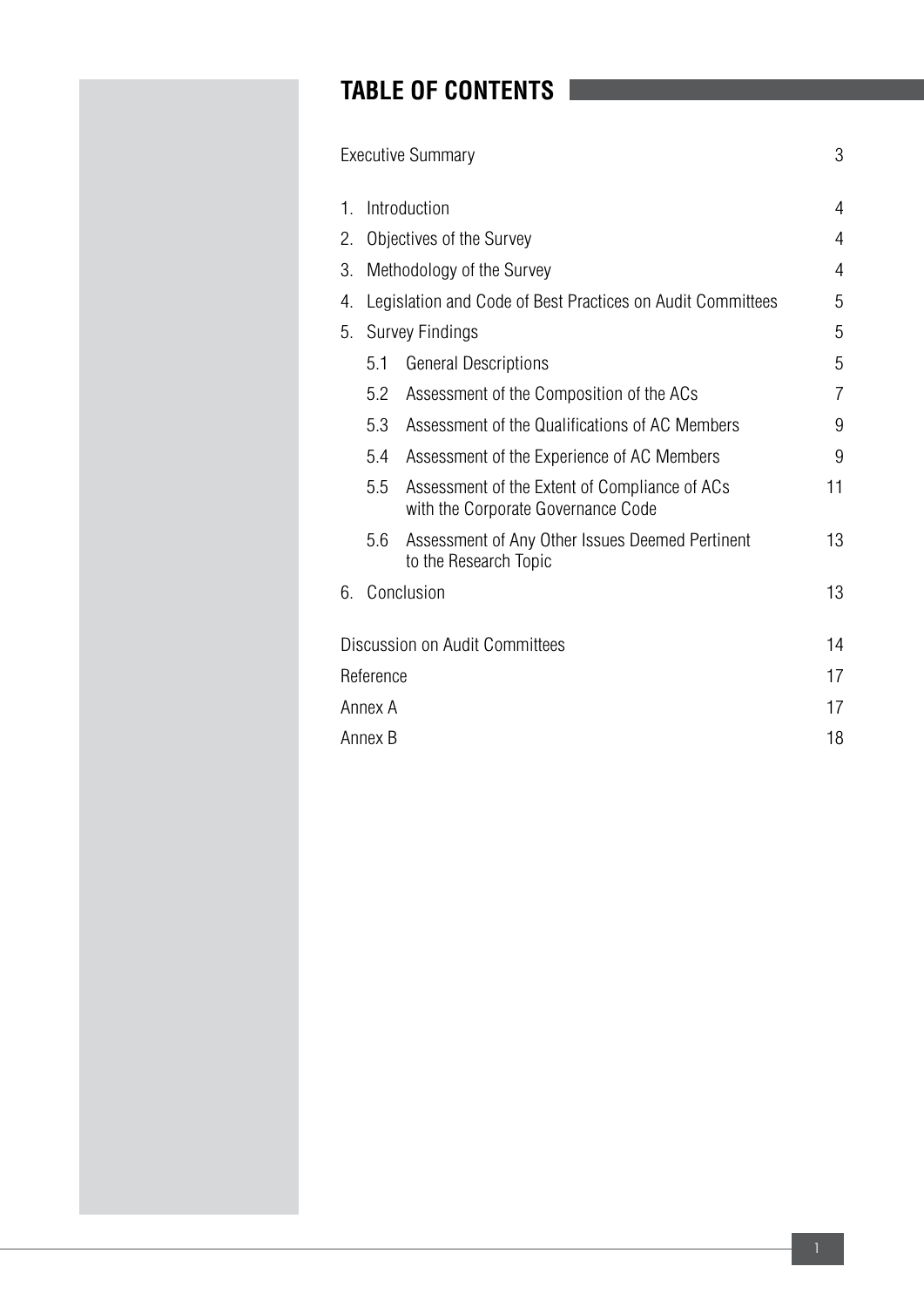# TABLE OF CONTENTS

| | |
|---|---|
| Executive Summary | 3 |
| 1. Introduction | 4 |
| 2. Objectives of the Survey | 4 |
| 3. Methodology of the Survey | 4 |
| 4. Legislation and Code of Best Practices on Audit Committees | 5 |
| 5. Survey Findings | 5 |
| 5.1 General Descriptions | 5 |
| 5.2 Assessment of the Composition of the ACs | 7 |
| 5.3 Assessment of the Qualifications of AC Members | 9 |
| 5.4 Assessment of the Experience of AC Members | 9 |
| 5.5 Assessment of the Extent of Compliance of ACs with the Corporate Governance Code | 11 |
| 5.6 Assessment of Any Other Issues Deemed Pertinent to the Research Topic | 13 |
| 6. Conclusion | 13 |
| Discussion on Audit Committees | 14 |
| Reference | 17 |
| Annex A | 17 |
| Annex B | 18 |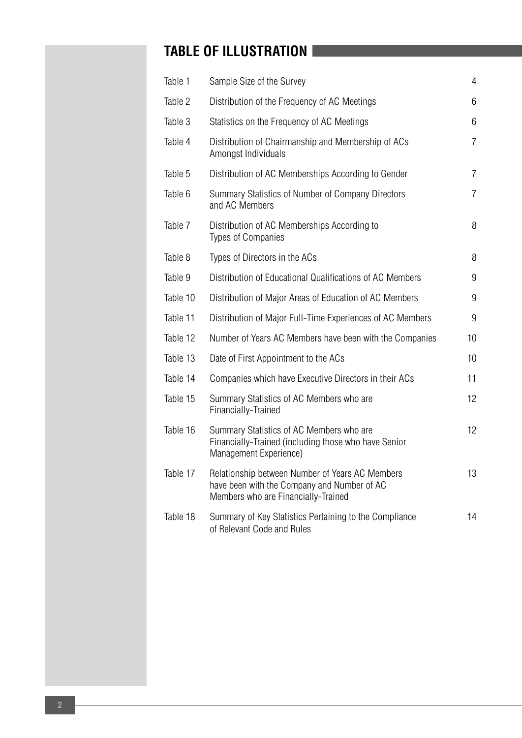# TABLE OF ILLUSTRATION

| | | |
|---|---|---|
| Table 1 | Sample Size of the Survey | 4 |
| Table 2 | Distribution of the Frequency of AC Meetings | 6 |
| Table 3 | Statistics on the Frequency of AC Meetings | 6 |
| Table 4 | Distribution of Chairmanship and Membership of ACs Amongst Individuals | 7 |
| Table 5 | Distribution of AC Memberships According to Gender | 7 |
| Table 6 | Summary Statistics of Number of Company Directors and AC Members | 7 |
| Table 7 | Distribution of AC Memberships According to Types of Companies | 8 |
| Table 8 | Types of Directors in the ACs | 8 |
| Table 9 | Distribution of Educational Qualifications of AC Members | 9 |
| Table 10 | Distribution of Major Areas of Education of AC Members | 9 |
| Table 11 | Distribution of Major Full-Time Experiences of AC Members | 9 |
| Table 12 | Number of Years AC Members have been with the Companies | 10 |
| Table 13 | Date of First Appointment to the ACs | 10 |
| Table 14 | Companies which have Executive Directors in their ACs | 11 |
| Table 15 | Summary Statistics of AC Members who are Financially-Trained | 12 |
| Table 16 | Summary Statistics of AC Members who are Financially-Trained (including those who have Senior Management Experience) | 12 |
| Table 17 | Relationship between Number of Years AC Members have been with the Company and Number of AC Members who are Financially-Trained | 13 |
| Table 18 | Summary of Key Statistics Pertaining to the Compliance of Relevant Code and Rules | 14 |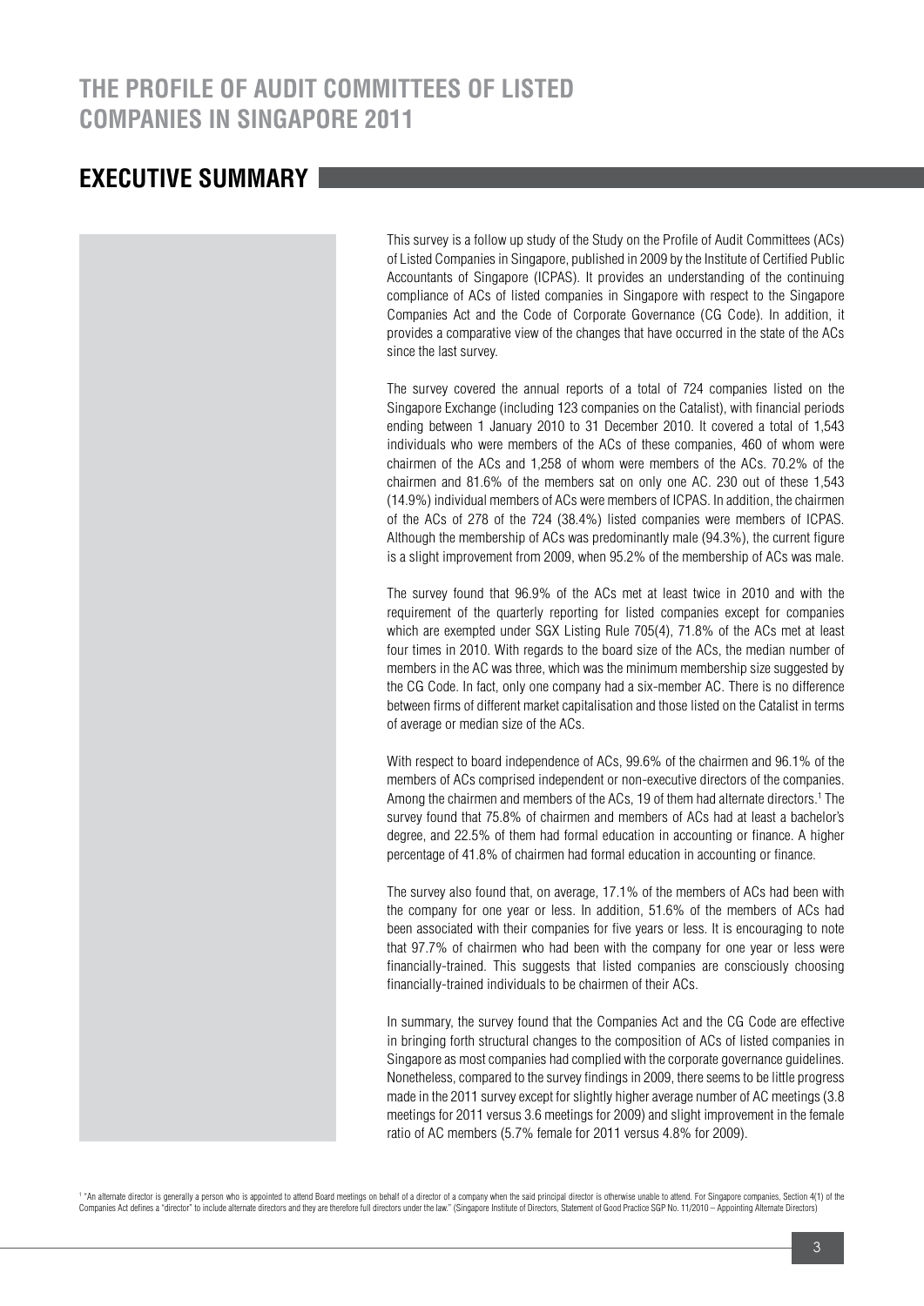# THE PROFILE OF AUDIT COMMITTEES OF LISTED COMPANIES IN SINGAPORE 2011

## EXECUTIVE SUMMARY

This survey is a follow up study of the Study on the Profile of Audit Committees (ACs) of Listed Companies in Singapore, published in 2009 by the Institute of Certified Public Accountants of Singapore (ICPAS). It provides an understanding of the continuing compliance of ACs of listed companies in Singapore with respect to the Singapore Companies Act and the Code of Corporate Governance (CG Code). In addition, it provides a comparative view of the changes that have occurred in the state of the ACs since the last survey.

The survey covered the annual reports of a total of 724 companies listed on the Singapore Exchange (including 123 companies on the Catalist), with financial periods ending between 1 January 2010 to 31 December 2010. It covered a total of 1,543 individuals who were members of the ACs of these companies, 460 of whom were chairmen of the ACs and 1,258 of whom were members of the ACs. 70.2% of the chairmen and 81.6% of the members sat on only one AC. 230 out of these 1,543 (14.9%) individual members of ACs were members of ICPAS. In addition, the chairmen of the ACs of 278 of the 724 (38.4%) listed companies were members of ICPAS. Although the membership of ACs was predominantly male (94.3%), the current figure is a slight improvement from 2009, when 95.2% of the membership of ACs was male.

The survey found that 96.9% of the ACs met at least twice in 2010 and with the requirement of the quarterly reporting for listed companies except for companies which are exempted under SGX Listing Rule 705(4), 71.8% of the ACs met at least four times in 2010. With regards to the board size of the ACs, the median number of members in the AC was three, which was the minimum membership size suggested by the CG Code. In fact, only one company had a six-member AC. There is no difference between firms of different market capitalisation and those listed on the Catalist in terms of average or median size of the ACs.

With respect to board independence of ACs, 99.6% of the chairmen and 96.1% of the members of ACs comprised independent or non-executive directors of the companies. Among the chairmen and members of the ACs, 19 of them had alternate directors.[1] The survey found that 75.8% of chairmen and members of ACs had at least a bachelor's degree, and 22.5% of them had formal education in accounting or finance. A higher percentage of 41.8% of chairmen had formal education in accounting or finance.

The survey also found that, on average, 17.1% of the members of ACs had been with the company for one year or less. In addition, 51.6% of the members of ACs had been associated with their companies for five years or less. It is encouraging to note that 97.7% of chairmen who had been with the company for one year or less were financially-trained. This suggests that listed companies are consciously choosing financially-trained individuals to be chairmen of their ACs.

In summary, the survey found that the Companies Act and the CG Code are effective in bringing forth structural changes to the composition of ACs of listed companies in Singapore as most companies had complied with the corporate governance guidelines. Nonetheless, compared to the survey findings in 2009, there seems to be little progress made in the 2011 survey except for slightly higher average number of AC meetings (3.8 meetings for 2011 versus 3.6 meetings for 2009) and slight improvement in the female ratio of AC members (5.7% female for 2011 versus 4.8% for 2009).

[1] "An alternate director is generally a person who is appointed to attend Board meetings on behalf of a director of a company when the said principal director is otherwise unable to attend. For Singapore companies, Section 4(1) of the Companies Act defines a "director" to include alternate directors and they are therefore full directors under the law." (Singapore Institute of Directors, Statement of Good Practice SGP No. 11/2010 – Appointing Alternate Directors)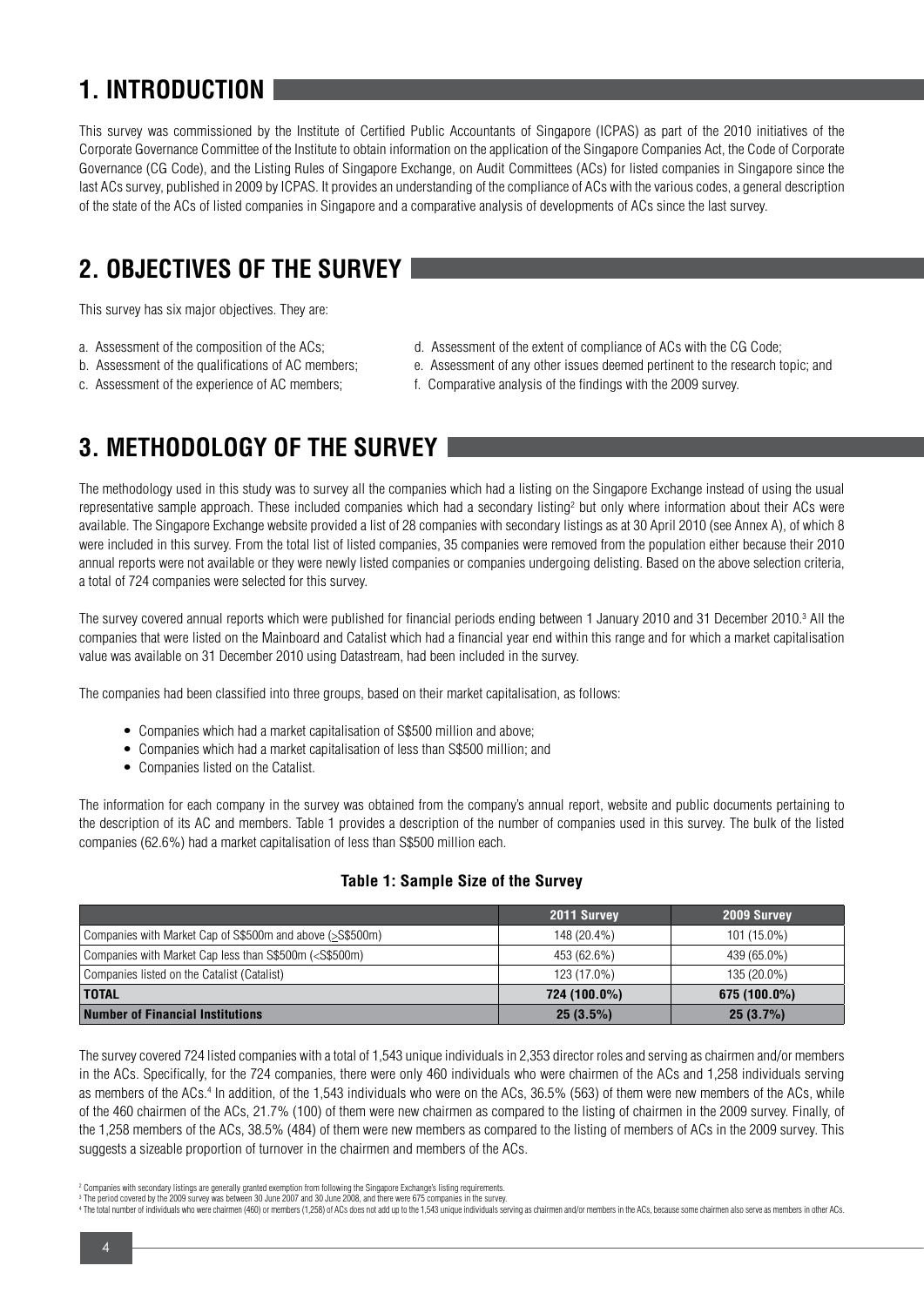## 1. INTRODUCTION

This survey was commissioned by the Institute of Certified Public Accountants of Singapore (ICPAS) as part of the 2010 initiatives of the Corporate Governance Committee of the Institute to obtain information on the application of the Singapore Companies Act, the Code of Corporate Governance (CG Code), and the Listing Rules of Singapore Exchange, on Audit Committees (ACs) for listed companies in Singapore since the last ACs survey, published in 2009 by ICPAS. It provides an understanding of the compliance of ACs with the various codes, a general description of the state of the ACs of listed companies in Singapore and a comparative analysis of developments of ACs since the last survey.

## 2. OBJECTIVES OF THE SURVEY

This survey has six major objectives. They are:

a. Assessment of the composition of the ACs;
b. Assessment of the qualifications of AC members;
c. Assessment of the experience of AC members;
d. Assessment of the extent of compliance of ACs with the CG Code;
e. Assessment of any other issues deemed pertinent to the research topic; and
f. Comparative analysis of the findings with the 2009 survey.

## 3. METHODOLOGY OF THE SURVEY

The methodology used in this study was to survey all the companies which had a listing on the Singapore Exchange instead of using the usual representative sample approach. These included companies which had a secondary listing[2] but only where information about their ACs were available. The Singapore Exchange website provided a list of 28 companies with secondary listings as at 30 April 2010 (see Annex A), of which 8 were included in this survey. From the total list of listed companies, 35 companies were removed from the population either because their 2010 annual reports were not available or they were newly listed companies or companies undergoing delisting. Based on the above selection criteria, a total of 724 companies were selected for this survey.

The survey covered annual reports which were published for financial periods ending between 1 January 2010 and 31 December 2010.[3] All the companies that were listed on the Mainboard and Catalist which had a financial year end within this range and for which a market capitalisation value was available on 31 December 2010 using Datastream, had been included in the survey.

The companies had been classified into three groups, based on their market capitalisation, as follows:

- Companies which had a market capitalisation of S$500 million and above;
- Companies which had a market capitalisation of less than S$500 million; and
- Companies listed on the Catalist.

The information for each company in the survey was obtained from the company's annual report, website and public documents pertaining to the description of its AC and members. Table 1 provides a description of the number of companies used in this survey. The bulk of the listed companies (62.6%) had a market capitalisation of less than S$500 million each.

**Table 1: Sample Size of the Survey**

| | 2011 Survey | 2009 Survey |
|---|---|---|
| Companies with Market Cap of S$500m and above (≥S$500m) | 148 (20.4%) | 101 (15.0%) |
| Companies with Market Cap less than S$500m (<S$500m) | 453 (62.6%) | 439 (65.0%) |
| Companies listed on the Catalist (Catalist) | 123 (17.0%) | 135 (20.0%) |
| **TOTAL** | **724 (100.0%)** | **675 (100.0%)** |
| **Number of Financial Institutions** | **25 (3.5%)** | **25 (3.7%)** |

The survey covered 724 listed companies with a total of 1,543 unique individuals in 2,353 director roles and serving as chairmen and/or members in the ACs. Specifically, for the 724 companies, there were only 460 individuals who were chairmen of the ACs and 1,258 individuals serving as members of the ACs.[4] In addition, of the 1,543 individuals who were on the ACs, 36.5% (563) of them were new members of the ACs, while of the 460 chairmen of the ACs, 21.7% (100) of them were new chairmen as compared to the listing of chairmen in the 2009 survey. Finally, of the 1,258 members of the ACs, 38.5% (484) of them were new members as compared to the listing of members of ACs in the 2009 survey. This suggests a sizeable proportion of turnover in the chairmen and members of the ACs.

[2] Companies with secondary listings are generally granted exemption from following the Singapore Exchange's listing requirements.
[3] The period covered by the 2009 survey was between 30 June 2007 and 30 June 2008, and there were 675 companies in the survey.
[4] The total number of individuals who were chairmen (460) or members (1,258) of ACs does not add up to the 1,543 unique individuals serving as chairmen and/or members in the ACs, because some chairmen also serve as members in other ACs.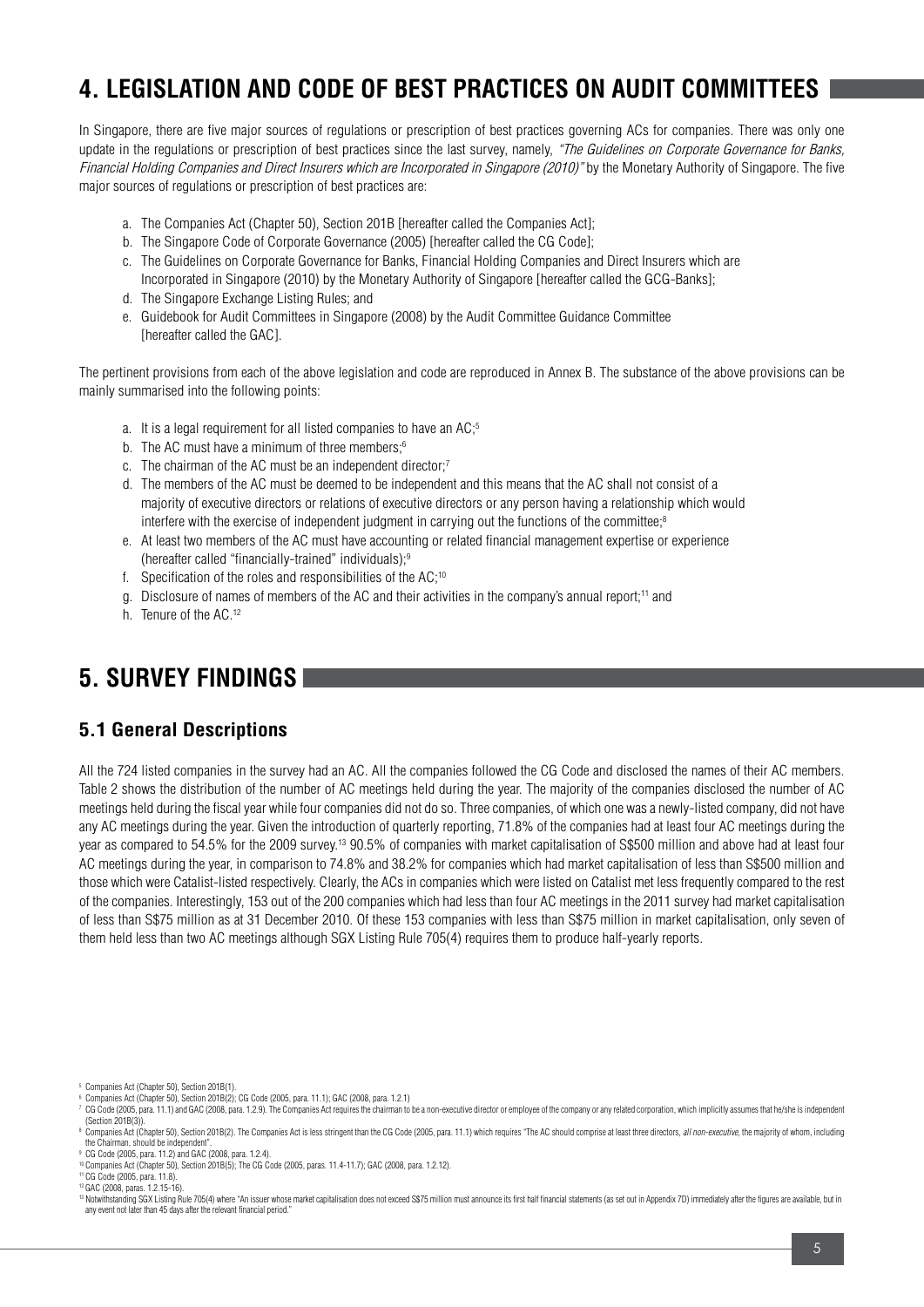# 4. LEGISLATION AND CODE OF BEST PRACTICES ON AUDIT COMMITTEES

In Singapore, there are five major sources of regulations or prescription of best practices governing ACs for companies. There was only one update in the regulations or prescription of best practices since the last survey, namely, *"The Guidelines on Corporate Governance for Banks, Financial Holding Companies and Direct Insurers which are Incorporated in Singapore (2010)"* by the Monetary Authority of Singapore. The five major sources of regulations or prescription of best practices are:

a. The Companies Act (Chapter 50), Section 201B [hereafter called the Companies Act];
b. The Singapore Code of Corporate Governance (2005) [hereafter called the CG Code];
c. The Guidelines on Corporate Governance for Banks, Financial Holding Companies and Direct Insurers which are Incorporated in Singapore (2010) by the Monetary Authority of Singapore [hereafter called the GCG-Banks];
d. The Singapore Exchange Listing Rules; and
e. Guidebook for Audit Committees in Singapore (2008) by the Audit Committee Guidance Committee [hereafter called the GAC].

The pertinent provisions from each of the above legislation and code are reproduced in Annex B. The substance of the above provisions can be mainly summarised into the following points:

a. It is a legal requirement for all listed companies to have an AC;[5]
b. The AC must have a minimum of three members;[6]
c. The chairman of the AC must be an independent director;[7]
d. The members of the AC must be deemed to be independent and this means that the AC shall not consist of a majority of executive directors or relations of executive directors or any person having a relationship which would interfere with the exercise of independent judgment in carrying out the functions of the committee;[8]
e. At least two members of the AC must have accounting or related financial management expertise or experience (hereafter called "financially-trained" individuals);[9]
f. Specification of the roles and responsibilities of the AC;[10]
g. Disclosure of names of members of the AC and their activities in the company's annual report;[11] and
h. Tenure of the AC.[12]

# 5. SURVEY FINDINGS

## 5.1 General Descriptions

All the 724 listed companies in the survey had an AC. All the companies followed the CG Code and disclosed the names of their AC members. Table 2 shows the distribution of the number of AC meetings held during the year. The majority of the companies disclosed the number of AC meetings held during the fiscal year while four companies did not do so. Three companies, of which one was a newly-listed company, did not have any AC meetings during the year. Given the introduction of quarterly reporting, 71.8% of the companies had at least four AC meetings during the year as compared to 54.5% for the 2009 survey.[13] 90.5% of companies with market capitalisation of S$500 million and above had at least four AC meetings during the year, in comparison to 74.8% and 38.2% for companies which had market capitalisation of less than S$500 million and those which were Catalist-listed respectively. Clearly, the ACs in companies which were listed on Catalist met less frequently compared to the rest of the companies. Interestingly, 153 out of the 200 companies which had less than four AC meetings in the 2011 survey had market capitalisation of less than S$75 million as at 31 December 2010. Of these 153 companies with less than S$75 million in market capitalisation, only seven of them held less than two AC meetings although SGX Listing Rule 705(4) requires them to produce half-yearly reports.

---

[5] Companies Act (Chapter 50), Section 201B(1).

[6] Companies Act (Chapter 50), Section 201B(2); CG Code (2005, para. 11.1); GAC (2008, para. 1.2.1)

[7] CG Code (2005, para. 11.1) and GAC (2008, para. 1.2.9). The Companies Act requires the chairman to be a non-executive director or employee of the company or any related corporation, which implicitly assumes that he/she is independent (Section 201B(3)).

[8] Companies Act (Chapter 50), Section 201B(2). The Companies Act is less stringent than the CG Code (2005, para. 11.1) which requires "The AC should comprise at least three directors, *all non-executive*, the majority of whom, including the Chairman, should be independent".

[9] CG Code (2005, para. 11.2) and GAC (2008, para. 1.2.4).

[10] Companies Act (Chapter 50), Section 201B(5); The CG Code (2005, paras. 11.4-11.7); GAC (2008, para. 1.2.12).

[11] CG Code (2005, para. 11.8).

[12] GAC (2008, paras. 1.2.15-16).

[13] Notwithstanding SGX Listing Rule 705(4) where "An issuer whose market capitalisation does not exceed S$75 million must announce its first half financial statements (as set out in Appendix 7D) immediately after the figures are available, but in any event not later than 45 days after the relevant financial period."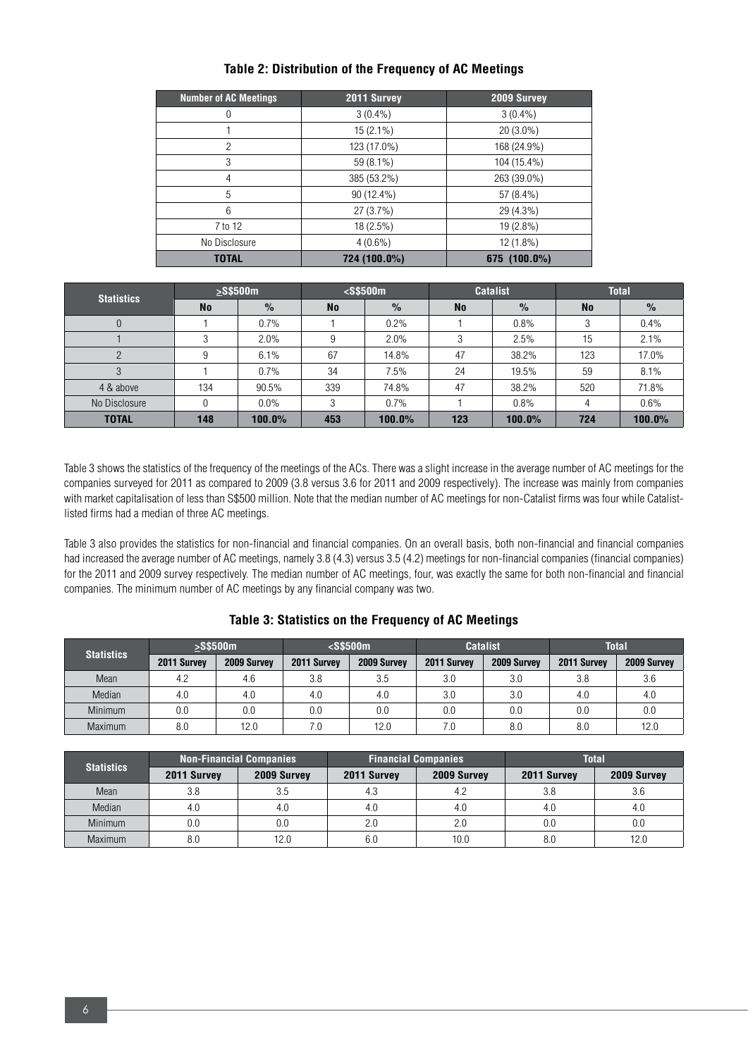### Table 2: Distribution of the Frequency of AC Meetings

| Number of AC Meetings | 2011 Survey | 2009 Survey |
|---|---|---|
| 0 | 3 (0.4%) | 3 (0.4%) |
| 1 | 15 (2.1%) | 20 (3.0%) |
| 2 | 123 (17.0%) | 168 (24.9%) |
| 3 | 59 (8.1%) | 104 (15.4%) |
| 4 | 385 (53.2%) | 263 (39.0%) |
| 5 | 90 (12.4%) | 57 (8.4%) |
| 6 | 27 (3.7%) | 29 (4.3%) |
| 7 to 12 | 18 (2.5%) | 19 (2.8%) |
| No Disclosure | 4 (0.6%) | 12 (1.8%) |
| **TOTAL** | **724 (100.0%)** | **675 (100.0%)** |

| Statistics | ≥S$500m | | <S$500m | | Catalist | | Total | |
|---|---|---|---|---|---|---|---|---|
| | No | % | No | % | No | % | No | % |
| 0 | 1 | 0.7% | 1 | 0.2% | 1 | 0.8% | 3 | 0.4% |
| 1 | 3 | 2.0% | 9 | 2.0% | 3 | 2.5% | 15 | 2.1% |
| 2 | 9 | 6.1% | 67 | 14.8% | 47 | 38.2% | 123 | 17.0% |
| 3 | 1 | 0.7% | 34 | 7.5% | 24 | 19.5% | 59 | 8.1% |
| 4 & above | 134 | 90.5% | 339 | 74.8% | 47 | 38.2% | 520 | 71.8% |
| No Disclosure | 0 | 0.0% | 3 | 0.7% | 1 | 0.8% | 4 | 0.6% |
| **TOTAL** | **148** | **100.0%** | **453** | **100.0%** | **123** | **100.0%** | **724** | **100.0%** |

Table 3 shows the statistics of the frequency of the meetings of the ACs. There was a slight increase in the average number of AC meetings for the companies surveyed for 2011 as compared to 2009 (3.8 versus 3.6 for 2011 and 2009 respectively). The increase was mainly from companies with market capitalisation of less than S$500 million. Note that the median number of AC meetings for non-Catalist firms was four while Catalist-listed firms had a median of three AC meetings.

Table 3 also provides the statistics for non-financial and financial companies. On an overall basis, both non-financial and financial companies had increased the average number of AC meetings, namely 3.8 (4.3) versus 3.5 (4.2) meetings for non-financial companies (financial companies) for the 2011 and 2009 survey respectively. The median number of AC meetings, four, was exactly the same for both non-financial and financial companies. The minimum number of AC meetings by any financial company was two.

### Table 3: Statistics on the Frequency of AC Meetings

| Statistics | ≥S$500m | | <S$500m | | Catalist | | Total | |
|---|---|---|---|---|---|---|---|---|
| | 2011 Survey | 2009 Survey | 2011 Survey | 2009 Survey | 2011 Survey | 2009 Survey | 2011 Survey | 2009 Survey |
| Mean | 4.2 | 4.6 | 3.8 | 3.5 | 3.0 | 3.0 | 3.8 | 3.6 |
| Median | 4.0 | 4.0 | 4.0 | 4.0 | 3.0 | 3.0 | 4.0 | 4.0 |
| Minimum | 0.0 | 0.0 | 0.0 | 0.0 | 0.0 | 0.0 | 0.0 | 0.0 |
| Maximum | 8.0 | 12.0 | 7.0 | 12.0 | 7.0 | 8.0 | 8.0 | 12.0 |

| Statistics | Non-Financial Companies | | Financial Companies | | Total | |
|---|---|---|---|---|---|---|
| | 2011 Survey | 2009 Survey | 2011 Survey | 2009 Survey | 2011 Survey | 2009 Survey |
| Mean | 3.8 | 3.5 | 4.3 | 4.2 | 3.8 | 3.6 |
| Median | 4.0 | 4.0 | 4.0 | 4.0 | 4.0 | 4.0 |
| Minimum | 0.0 | 0.0 | 2.0 | 2.0 | 0.0 | 0.0 |
| Maximum | 8.0 | 12.0 | 6.0 | 10.0 | 8.0 | 12.0 |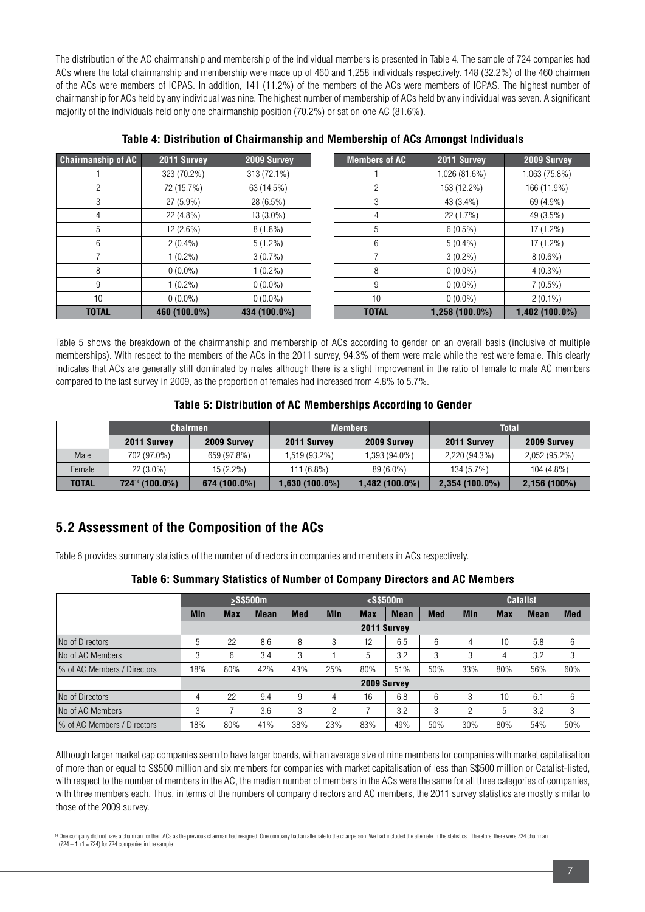The distribution of the AC chairmanship and membership of the individual members is presented in Table 4. The sample of 724 companies had ACs where the total chairmanship and membership were made up of 460 and 1,258 individuals respectively. 148 (32.2%) of the 460 chairmen of the ACs were members of ICPAS. In addition, 141 (11.2%) of the members of the ACs were members of ICPAS. The highest number of chairmanship for ACs held by any individual was nine. The highest number of membership of ACs held by any individual was seven. A significant majority of the individuals held only one chairmanship position (70.2%) or sat on one AC (81.6%).

**Table 4: Distribution of Chairmanship and Membership of ACs Amongst Individuals**

| Chairmanship of AC | 2011 Survey | 2009 Survey |
|---|---|---|
| 1 | 323 (70.2%) | 313 (72.1%) |
| 2 | 72 (15.7%) | 63 (14.5%) |
| 3 | 27 (5.9%) | 28 (6.5%) |
| 4 | 22 (4.8%) | 13 (3.0%) |
| 5 | 12 (2.6%) | 8 (1.8%) |
| 6 | 2 (0.4%) | 5 (1.2%) |
| 7 | 1 (0.2%) | 3 (0.7%) |
| 8 | 0 (0.0%) | 1 (0.2%) |
| 9 | 1 (0.2%) | 0 (0.0%) |
| 10 | 0 (0.0%) | 0 (0.0%) |
| **TOTAL** | **460 (100.0%)** | **434 (100.0%)** |

| Members of AC | 2011 Survey | 2009 Survey |
|---|---|---|
| 1 | 1,026 (81.6%) | 1,063 (75.8%) |
| 2 | 153 (12.2%) | 166 (11.9%) |
| 3 | 43 (3.4%) | 69 (4.9%) |
| 4 | 22 (1.7%) | 49 (3.5%) |
| 5 | 6 (0.5%) | 17 (1.2%) |
| 6 | 5 (0.4%) | 17 (1.2%) |
| 7 | 3 (0.2%) | 8 (0.6%) |
| 8 | 0 (0.0%) | 4 (0.3%) |
| 9 | 0 (0.0%) | 7 (0.5%) |
| 10 | 0 (0.0%) | 2 (0.1%) |
| **TOTAL** | **1,258 (100.0%)** | **1,402 (100.0%)** |

Table 5 shows the breakdown of the chairmanship and membership of ACs according to gender on an overall basis (inclusive of multiple memberships). With respect to the members of the ACs in the 2011 survey, 94.3% of them were male while the rest were female. This clearly indicates that ACs are generally still dominated by males although there is a slight improvement in the ratio of female to male AC members compared to the last survey in 2009, as the proportion of females had increased from 4.8% to 5.7%.

**Table 5: Distribution of AC Memberships According to Gender**

| | Chairmen | | Members | | Total | |
|---|---|---|---|---|---|---|
| | 2011 Survey | 2009 Survey | 2011 Survey | 2009 Survey | 2011 Survey | 2009 Survey |
| Male | 702 (97.0%) | 659 (97.8%) | 1,519 (93.2%) | 1,393 (94.0%) | 2,220 (94.3%) | 2,052 (95.2%) |
| Female | 22 (3.0%) | 15 (2.2%) | 111 (6.8%) | 89 (6.0%) | 134 (5.7%) | 104 (4.8%) |
| **TOTAL** | **724[14] (100.0%)** | **674 (100.0%)** | **1,630 (100.0%)** | **1,482 (100.0%)** | **2,354 (100.0%)** | **2,156 (100%)** |

## 5.2 Assessment of the Composition of the ACs

Table 6 provides summary statistics of the number of directors in companies and members in ACs respectively.

**Table 6: Summary Statistics of Number of Company Directors and AC Members**

| | ≥S$500m | | | | <S$500m | | | | Catalist | | | |
|---|---|---|---|---|---|---|---|---|---|---|---|---|
| | Min | Max | Mean | Med | Min | Max | Mean | Med | Min | Max | Mean | Med |
| | 2011 Survey | | | | | | | | | | | |
| No of Directors | 5 | 22 | 8.6 | 8 | 3 | 12 | 6.5 | 6 | 4 | 10 | 5.8 | 6 |
| No of AC Members | 3 | 6 | 3.4 | 3 | 1 | 5 | 3.2 | 3 | 3 | 4 | 3.2 | 3 |
| % of AC Members / Directors | 18% | 80% | 42% | 43% | 25% | 80% | 51% | 50% | 33% | 80% | 56% | 60% |
| | 2009 Survey | | | | | | | | | | | |
| No of Directors | 4 | 22 | 9.4 | 9 | 4 | 16 | 6.8 | 6 | 3 | 10 | 6.1 | 6 |
| No of AC Members | 3 | 7 | 3.6 | 3 | 2 | 7 | 3.2 | 3 | 2 | 5 | 3.2 | 3 |
| % of AC Members / Directors | 18% | 80% | 41% | 38% | 23% | 83% | 49% | 50% | 30% | 80% | 54% | 50% |

Although larger market cap companies seem to have larger boards, with an average size of nine members for companies with market capitalisation of more than or equal to S$500 million and six members for companies with market capitalisation of less than S$500 million or Catalist-listed, with respect to the number of members in the AC, the median number of members in the ACs were the same for all three categories of companies, with three members each. Thus, in terms of the numbers of company directors and AC members, the 2011 survey statistics are mostly similar to those of the 2009 survey.

[14] One company did not have a chairman for their ACs as the previous chairman had resigned. One company had an alternate to the chairperson. We had included the alternate in the statistics. Therefore, there were 724 chairman (724 – 1 +1 = 724) for 724 companies in the sample.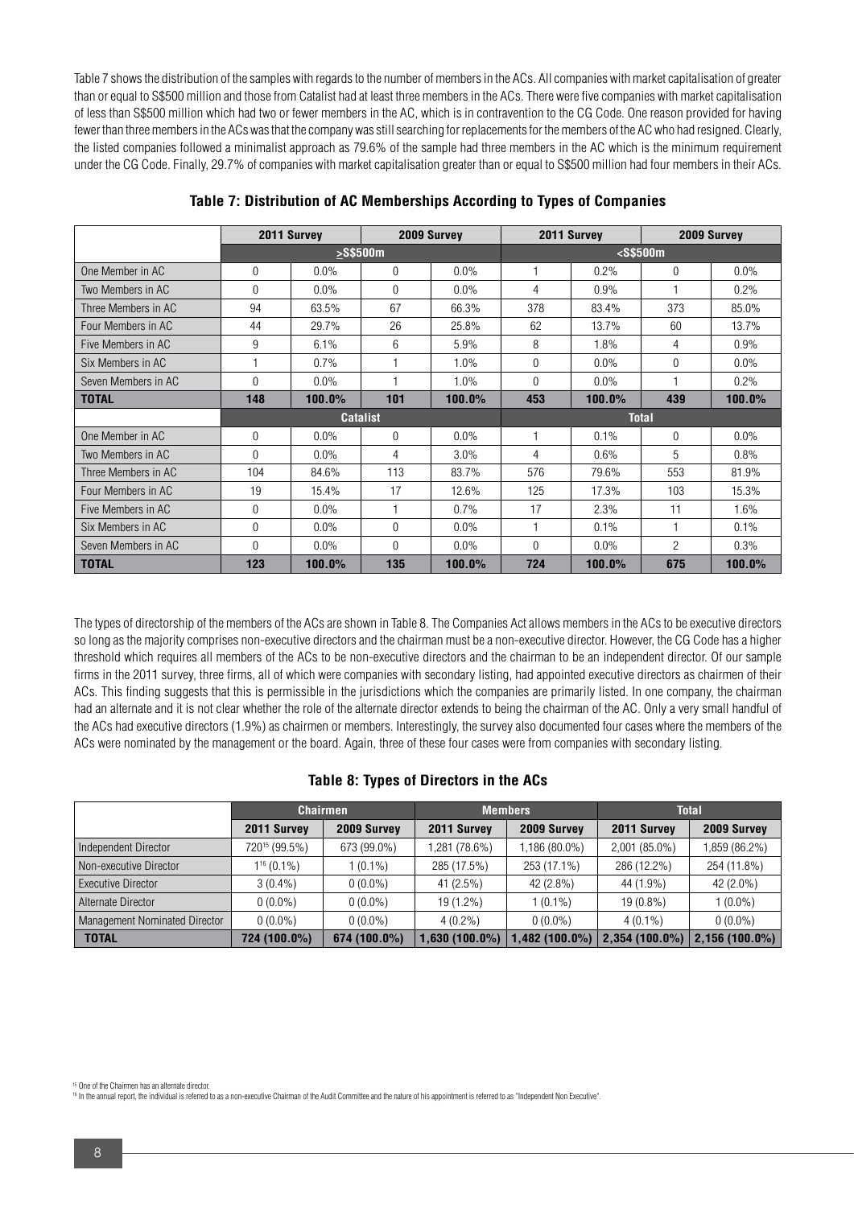Table 7 shows the distribution of the samples with regards to the number of members in the ACs. All companies with market capitalisation of greater than or equal to S$500 million and those from Catalist had at least three members in the ACs. There were five companies with market capitalisation of less than S$500 million which had two or fewer members in the AC, which is in contravention to the CG Code. One reason provided for having fewer than three members in the ACs was that the company was still searching for replacements for the members of the AC who had resigned. Clearly, the listed companies followed a minimalist approach as 79.6% of the sample had three members in the AC which is the minimum requirement under the CG Code. Finally, 29.7% of companies with market capitalisation greater than or equal to S$500 million had four members in their ACs.

**Table 7: Distribution of AC Memberships According to Types of Companies**

| | 2011 Survey | | 2009 Survey | | 2011 Survey | | 2009 Survey | |
|---|---|---|---|---|---|---|---|---|
| | ≥S$500m | | | | <S$500m | | | |
| One Member in AC | 0 | 0.0% | 0 | 0.0% | 1 | 0.2% | 0 | 0.0% |
| Two Members in AC | 0 | 0.0% | 0 | 0.0% | 4 | 0.9% | 1 | 0.2% |
| Three Members in AC | 94 | 63.5% | 67 | 66.3% | 378 | 83.4% | 373 | 85.0% |
| Four Members in AC | 44 | 29.7% | 26 | 25.8% | 62 | 13.7% | 60 | 13.7% |
| Five Members in AC | 9 | 6.1% | 6 | 5.9% | 8 | 1.8% | 4 | 0.9% |
| Six Members in AC | 1 | 0.7% | 1 | 1.0% | 0 | 0.0% | 0 | 0.0% |
| Seven Members in AC | 0 | 0.0% | 1 | 1.0% | 0 | 0.0% | 1 | 0.2% |
| **TOTAL** | **148** | **100.0%** | **101** | **100.0%** | **453** | **100.0%** | **439** | **100.0%** |
| | Catalist | | | | Total | | | |
| One Member in AC | 0 | 0.0% | 0 | 0.0% | 1 | 0.1% | 0 | 0.0% |
| Two Members in AC | 0 | 0.0% | 4 | 3.0% | 4 | 0.6% | 5 | 0.8% |
| Three Members in AC | 104 | 84.6% | 113 | 83.7% | 576 | 79.6% | 553 | 81.9% |
| Four Members in AC | 19 | 15.4% | 17 | 12.6% | 125 | 17.3% | 103 | 15.3% |
| Five Members in AC | 0 | 0.0% | 1 | 0.7% | 17 | 2.3% | 11 | 1.6% |
| Six Members in AC | 0 | 0.0% | 0 | 0.0% | 1 | 0.1% | 1 | 0.1% |
| Seven Members in AC | 0 | 0.0% | 0 | 0.0% | 0 | 0.0% | 2 | 0.3% |
| **TOTAL** | **123** | **100.0%** | **135** | **100.0%** | **724** | **100.0%** | **675** | **100.0%** |

The types of directorship of the members of the ACs are shown in Table 8. The Companies Act allows members in the ACs to be executive directors so long as the majority comprises non-executive directors and the chairman must be a non-executive director. However, the CG Code has a higher threshold which requires all members of the ACs to be non-executive directors and the chairman to be an independent director. Of our sample firms in the 2011 survey, three firms, all of which were companies with secondary listing, had appointed executive directors as chairmen of their ACs. This finding suggests that this is permissible in the jurisdictions which the companies are primarily listed. In one company, the chairman had an alternate and it is not clear whether the role of the alternate director extends to being the chairman of the AC. Only a very small handful of the ACs had executive directors (1.9%) as chairmen or members. Interestingly, the survey also documented four cases where the members of the ACs were nominated by the management or the board. Again, three of these four cases were from companies with secondary listing.

**Table 8: Types of Directors in the ACs**

| | Chairmen | | Members | | Total | |
|---|---|---|---|---|---|---|
| | 2011 Survey | 2009 Survey | 2011 Survey | 2009 Survey | 2011 Survey | 2009 Survey |
| Independent Director | 720[15] (99.5%) | 673 (99.0%) | 1,281 (78.6%) | 1,186 (80.0%) | 2,001 (85.0%) | 1,859 (86.2%) |
| Non-executive Director | 1[16] (0.1%) | 1 (0.1%) | 285 (17.5%) | 253 (17.1%) | 286 (12.2%) | 254 (11.8%) |
| Executive Director | 3 (0.4%) | 0 (0.0%) | 41 (2.5%) | 42 (2.8%) | 44 (1.9%) | 42 (2.0%) |
| Alternate Director | 0 (0.0%) | 0 (0.0%) | 19 (1.2%) | 1 (0.1%) | 19 (0.8%) | 1 (0.0%) |
| Management Nominated Director | 0 (0.0%) | 0 (0.0%) | 4 (0.2%) | 0 (0.0%) | 4 (0.1%) | 0 (0.0%) |
| **TOTAL** | **724 (100.0%)** | **674 (100.0%)** | **1,630 (100.0%)** | **1,482 (100.0%)** | **2,354 (100.0%)** | **2,156 (100.0%)** |

[15] One of the Chairmen has an alternate director.

[16] In the annual report, the individual is referred to as a non-executive Chairman of the Audit Committee and the nature of his appointment is referred to as "Independent Non Executive".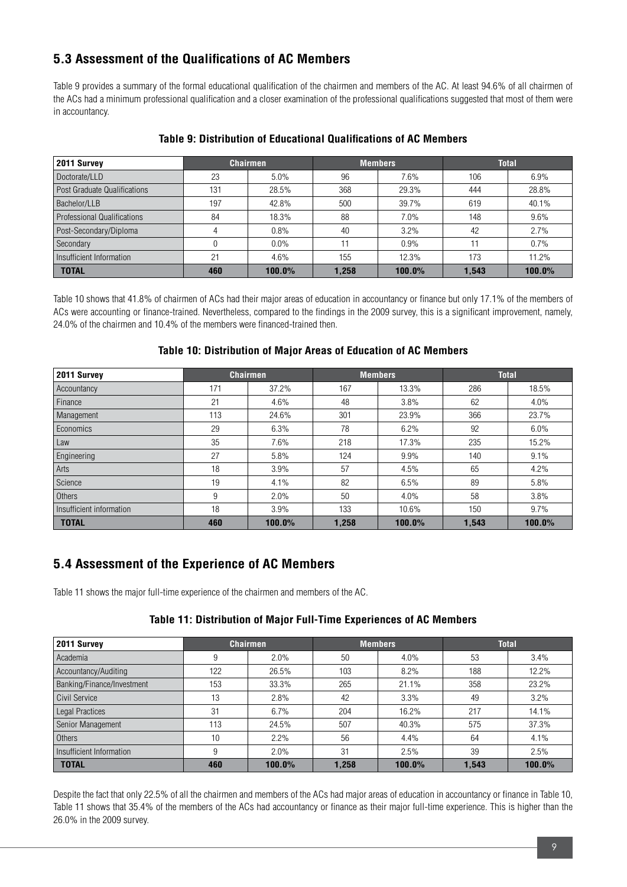## 5.3 Assessment of the Qualifications of AC Members

Table 9 provides a summary of the formal educational qualification of the chairmen and members of the AC. At least 94.6% of all chairmen of the ACs had a minimum professional qualification and a closer examination of the professional qualifications suggested that most of them were in accountancy.

**Table 9: Distribution of Educational Qualifications of AC Members**

| 2011 Survey | Chairmen | | Members | | Total | |
|---|---|---|---|---|---|---|
| Doctorate/LLD | 23 | 5.0% | 96 | 7.6% | 106 | 6.9% |
| Post Graduate Qualifications | 131 | 28.5% | 368 | 29.3% | 444 | 28.8% |
| Bachelor/LLB | 197 | 42.8% | 500 | 39.7% | 619 | 40.1% |
| Professional Qualifications | 84 | 18.3% | 88 | 7.0% | 148 | 9.6% |
| Post-Secondary/Diploma | 4 | 0.8% | 40 | 3.2% | 42 | 2.7% |
| Secondary | 0 | 0.0% | 11 | 0.9% | 11 | 0.7% |
| Insufficient Information | 21 | 4.6% | 155 | 12.3% | 173 | 11.2% |
| **TOTAL** | **460** | **100.0%** | **1,258** | **100.0%** | **1,543** | **100.0%** |

Table 10 shows that 41.8% of chairmen of ACs had their major areas of education in accountancy or finance but only 17.1% of the members of ACs were accounting or finance-trained. Nevertheless, compared to the findings in the 2009 survey, this is a significant improvement, namely, 24.0% of the chairmen and 10.4% of the members were financed-trained then.

**Table 10: Distribution of Major Areas of Education of AC Members**

| 2011 Survey | Chairmen | | Members | | Total | |
|---|---|---|---|---|---|---|
| Accountancy | 171 | 37.2% | 167 | 13.3% | 286 | 18.5% |
| Finance | 21 | 4.6% | 48 | 3.8% | 62 | 4.0% |
| Management | 113 | 24.6% | 301 | 23.9% | 366 | 23.7% |
| Economics | 29 | 6.3% | 78 | 6.2% | 92 | 6.0% |
| Law | 35 | 7.6% | 218 | 17.3% | 235 | 15.2% |
| Engineering | 27 | 5.8% | 124 | 9.9% | 140 | 9.1% |
| Arts | 18 | 3.9% | 57 | 4.5% | 65 | 4.2% |
| Science | 19 | 4.1% | 82 | 6.5% | 89 | 5.8% |
| Others | 9 | 2.0% | 50 | 4.0% | 58 | 3.8% |
| Insufficient information | 18 | 3.9% | 133 | 10.6% | 150 | 9.7% |
| **TOTAL** | **460** | **100.0%** | **1,258** | **100.0%** | **1,543** | **100.0%** |

## 5.4 Assessment of the Experience of AC Members

Table 11 shows the major full-time experience of the chairmen and members of the AC.

**Table 11: Distribution of Major Full-Time Experiences of AC Members**

| 2011 Survey | Chairmen | | Members | | Total | |
|---|---|---|---|---|---|---|
| Academia | 9 | 2.0% | 50 | 4.0% | 53 | 3.4% |
| Accountancy/Auditing | 122 | 26.5% | 103 | 8.2% | 188 | 12.2% |
| Banking/Finance/Investment | 153 | 33.3% | 265 | 21.1% | 358 | 23.2% |
| Civil Service | 13 | 2.8% | 42 | 3.3% | 49 | 3.2% |
| Legal Practices | 31 | 6.7% | 204 | 16.2% | 217 | 14.1% |
| Senior Management | 113 | 24.5% | 507 | 40.3% | 575 | 37.3% |
| Others | 10 | 2.2% | 56 | 4.4% | 64 | 4.1% |
| Insufficient Information | 9 | 2.0% | 31 | 2.5% | 39 | 2.5% |
| **TOTAL** | **460** | **100.0%** | **1,258** | **100.0%** | **1,543** | **100.0%** |

Despite the fact that only 22.5% of all the chairmen and members of the ACs had major areas of education in accountancy or finance in Table 10, Table 11 shows that 35.4% of the members of the ACs had accountancy or finance as their major full-time experience. This is higher than the 26.0% in the 2009 survey.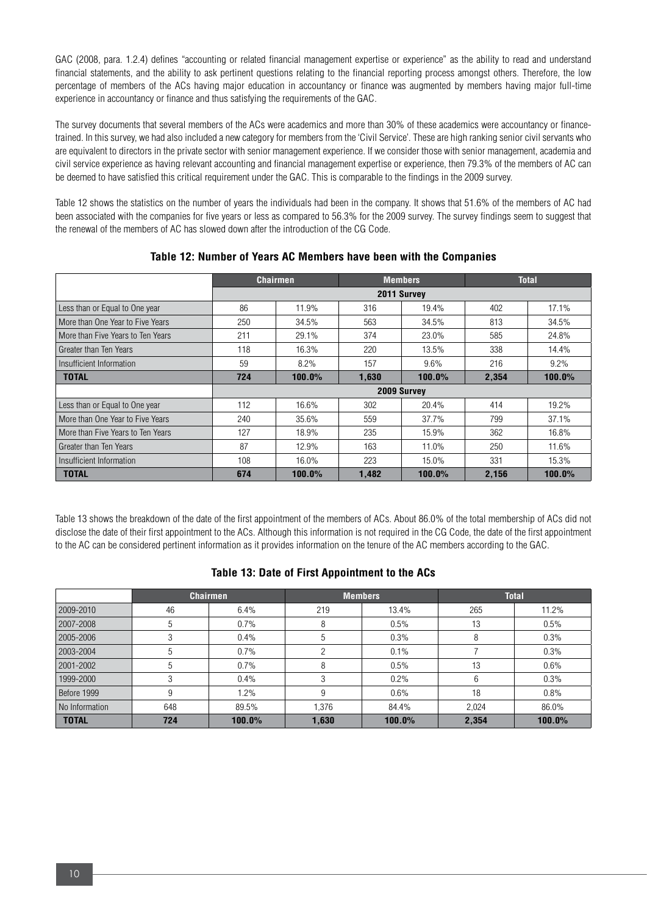GAC (2008, para. 1.2.4) defines "accounting or related financial management expertise or experience" as the ability to read and understand financial statements, and the ability to ask pertinent questions relating to the financial reporting process amongst others. Therefore, the low percentage of members of the ACs having major education in accountancy or finance was augmented by members having major full-time experience in accountancy or finance and thus satisfying the requirements of the GAC.

The survey documents that several members of the ACs were academics and more than 30% of these academics were accountancy or finance-trained. In this survey, we had also included a new category for members from the 'Civil Service'. These are high ranking senior civil servants who are equivalent to directors in the private sector with senior management experience. If we consider those with senior management, academia and civil service experience as having relevant accounting and financial management expertise or experience, then 79.3% of the members of AC can be deemed to have satisfied this critical requirement under the GAC. This is comparable to the findings in the 2009 survey.

Table 12 shows the statistics on the number of years the individuals had been in the company. It shows that 51.6% of the members of AC had been associated with the companies for five years or less as compared to 56.3% for the 2009 survey. The survey findings seem to suggest that the renewal of the members of AC has slowed down after the introduction of the CG Code.

**Table 12: Number of Years AC Members have been with the Companies**

| | Chairmen | | Members | | Total | |
|---|---|---|---|---|---|---|
| | **2011 Survey** | | | | | |
| Less than or Equal to One year | 86 | 11.9% | 316 | 19.4% | 402 | 17.1% |
| More than One Year to Five Years | 250 | 34.5% | 563 | 34.5% | 813 | 34.5% |
| More than Five Years to Ten Years | 211 | 29.1% | 374 | 23.0% | 585 | 24.8% |
| Greater than Ten Years | 118 | 16.3% | 220 | 13.5% | 338 | 14.4% |
| Insufficient Information | 59 | 8.2% | 157 | 9.6% | 216 | 9.2% |
| **TOTAL** | **724** | **100.0%** | **1,630** | **100.0%** | **2,354** | **100.0%** |
| | **2009 Survey** | | | | | |
| Less than or Equal to One year | 112 | 16.6% | 302 | 20.4% | 414 | 19.2% |
| More than One Year to Five Years | 240 | 35.6% | 559 | 37.7% | 799 | 37.1% |
| More than Five Years to Ten Years | 127 | 18.9% | 235 | 15.9% | 362 | 16.8% |
| Greater than Ten Years | 87 | 12.9% | 163 | 11.0% | 250 | 11.6% |
| Insufficient Information | 108 | 16.0% | 223 | 15.0% | 331 | 15.3% |
| **TOTAL** | **674** | **100.0%** | **1,482** | **100.0%** | **2,156** | **100.0%** |

Table 13 shows the breakdown of the date of the first appointment of the members of ACs. About 86.0% of the total membership of ACs did not disclose the date of their first appointment to the ACs. Although this information is not required in the CG Code, the date of the first appointment to the AC can be considered pertinent information as it provides information on the tenure of the AC members according to the GAC.

**Table 13: Date of First Appointment to the ACs**

| | Chairmen | | Members | | Total | |
|---|---|---|---|---|---|---|
| 2009-2010 | 46 | 6.4% | 219 | 13.4% | 265 | 11.2% |
| 2007-2008 | 5 | 0.7% | 8 | 0.5% | 13 | 0.5% |
| 2005-2006 | 3 | 0.4% | 5 | 0.3% | 8 | 0.3% |
| 2003-2004 | 5 | 0.7% | 2 | 0.1% | 7 | 0.3% |
| 2001-2002 | 5 | 0.7% | 8 | 0.5% | 13 | 0.6% |
| 1999-2000 | 3 | 0.4% | 3 | 0.2% | 6 | 0.3% |
| Before 1999 | 9 | 1.2% | 9 | 0.6% | 18 | 0.8% |
| No Information | 648 | 89.5% | 1,376 | 84.4% | 2,024 | 86.0% |
| **TOTAL** | **724** | **100.0%** | **1,630** | **100.0%** | **2,354** | **100.0%** |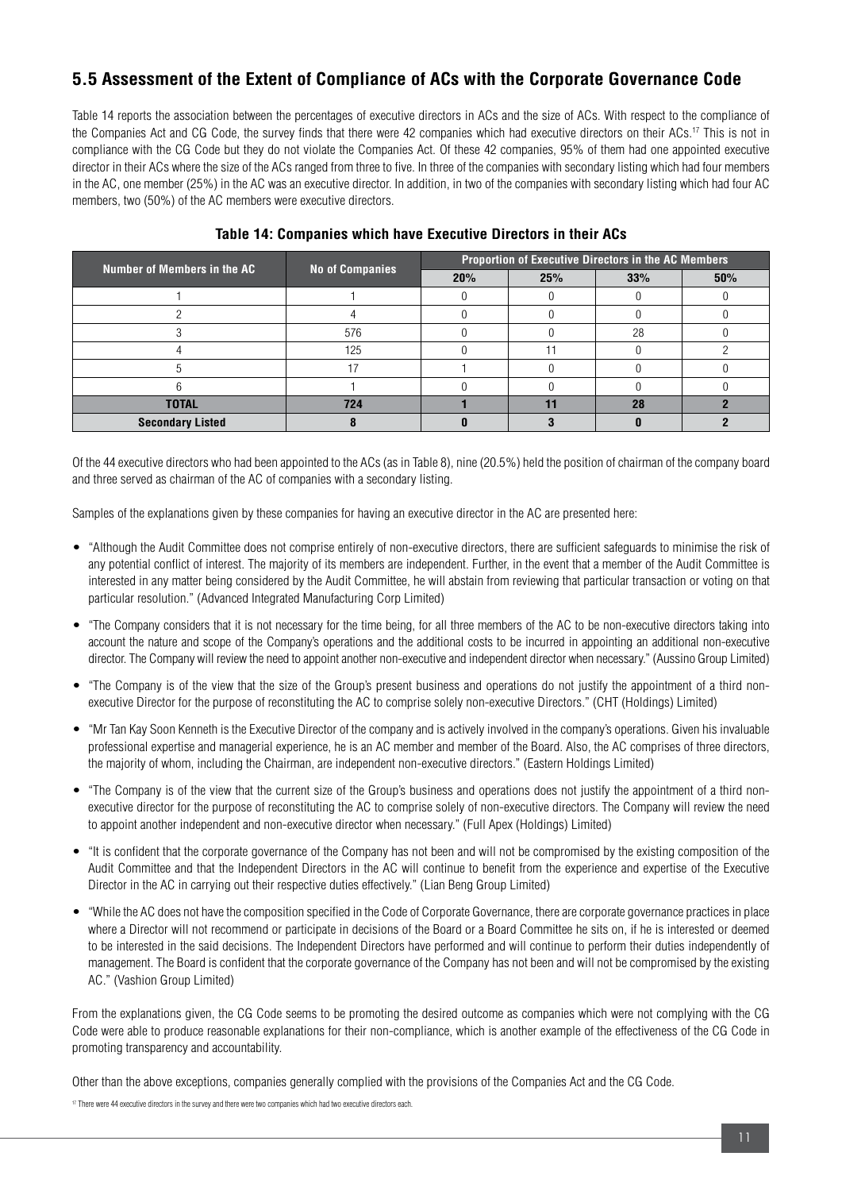## 5.5 Assessment of the Extent of Compliance of ACs with the Corporate Governance Code

Table 14 reports the association between the percentages of executive directors in ACs and the size of ACs. With respect to the compliance of the Companies Act and CG Code, the survey finds that there were 42 companies which had executive directors on their ACs.[17] This is not in compliance with the CG Code but they do not violate the Companies Act. Of these 42 companies, 95% of them had one appointed executive director in their ACs where the size of the ACs ranged from three to five. In three of the companies with secondary listing which had four members in the AC, one member (25%) in the AC was an executive director. In addition, in two of the companies with secondary listing which had four AC members, two (50%) of the AC members were executive directors.

**Table 14: Companies which have Executive Directors in their ACs**

| Number of Members in the AC | No of Companies | Proportion of Executive Directors in the AC Members | | | |
|---|---|---|---|---|---|
| | | 20% | 25% | 33% | 50% |
| 1 | 1 | 0 | 0 | 0 | 0 |
| 2 | 4 | 0 | 0 | 0 | 0 |
| 3 | 576 | 0 | 0 | 28 | 0 |
| 4 | 125 | 0 | 11 | 0 | 2 |
| 5 | 17 | 1 | 0 | 0 | 0 |
| 6 | 1 | 0 | 0 | 0 | 0 |
| **TOTAL** | **724** | **1** | **11** | **28** | **2** |
| **Secondary Listed** | **8** | **0** | **3** | **0** | **2** |

Of the 44 executive directors who had been appointed to the ACs (as in Table 8), nine (20.5%) held the position of chairman of the company board and three served as chairman of the AC of companies with a secondary listing.

Samples of the explanations given by these companies for having an executive director in the AC are presented here:

- "Although the Audit Committee does not comprise entirely of non-executive directors, there are sufficient safeguards to minimise the risk of any potential conflict of interest. The majority of its members are independent. Further, in the event that a member of the Audit Committee is interested in any matter being considered by the Audit Committee, he will abstain from reviewing that particular transaction or voting on that particular resolution." (Advanced Integrated Manufacturing Corp Limited)
- "The Company considers that it is not necessary for the time being, for all three members of the AC to be non-executive directors taking into account the nature and scope of the Company's operations and the additional costs to be incurred in appointing an additional non-executive director. The Company will review the need to appoint another non-executive and independent director when necessary." (Aussino Group Limited)
- "The Company is of the view that the size of the Group's present business and operations do not justify the appointment of a third non-executive Director for the purpose of reconstituting the AC to comprise solely non-executive Directors." (CHT (Holdings) Limited)
- "Mr Tan Kay Soon Kenneth is the Executive Director of the company and is actively involved in the company's operations. Given his invaluable professional expertise and managerial experience, he is an AC member and member of the Board. Also, the AC comprises of three directors, the majority of whom, including the Chairman, are independent non-executive directors." (Eastern Holdings Limited)
- "The Company is of the view that the current size of the Group's business and operations does not justify the appointment of a third non-executive director for the purpose of reconstituting the AC to comprise solely of non-executive directors. The Company will review the need to appoint another independent and non-executive director when necessary." (Full Apex (Holdings) Limited)
- "It is confident that the corporate governance of the Company has not been and will not be compromised by the existing composition of the Audit Committee and that the Independent Directors in the AC will continue to benefit from the experience and expertise of the Executive Director in the AC in carrying out their respective duties effectively." (Lian Beng Group Limited)
- "While the AC does not have the composition specified in the Code of Corporate Governance, there are corporate governance practices in place where a Director will not recommend or participate in decisions of the Board or a Board Committee he sits on, if he is interested or deemed to be interested in the said decisions. The Independent Directors have performed and will continue to perform their duties independently of management. The Board is confident that the corporate governance of the Company has not been and will not be compromised by the existing AC." (Vashion Group Limited)

From the explanations given, the CG Code seems to be promoting the desired outcome as companies which were not complying with the CG Code were able to produce reasonable explanations for their non-compliance, which is another example of the effectiveness of the CG Code in promoting transparency and accountability.

Other than the above exceptions, companies generally complied with the provisions of the Companies Act and the CG Code.

[17] There were 44 executive directors in the survey and there were two companies which had two executive directors each.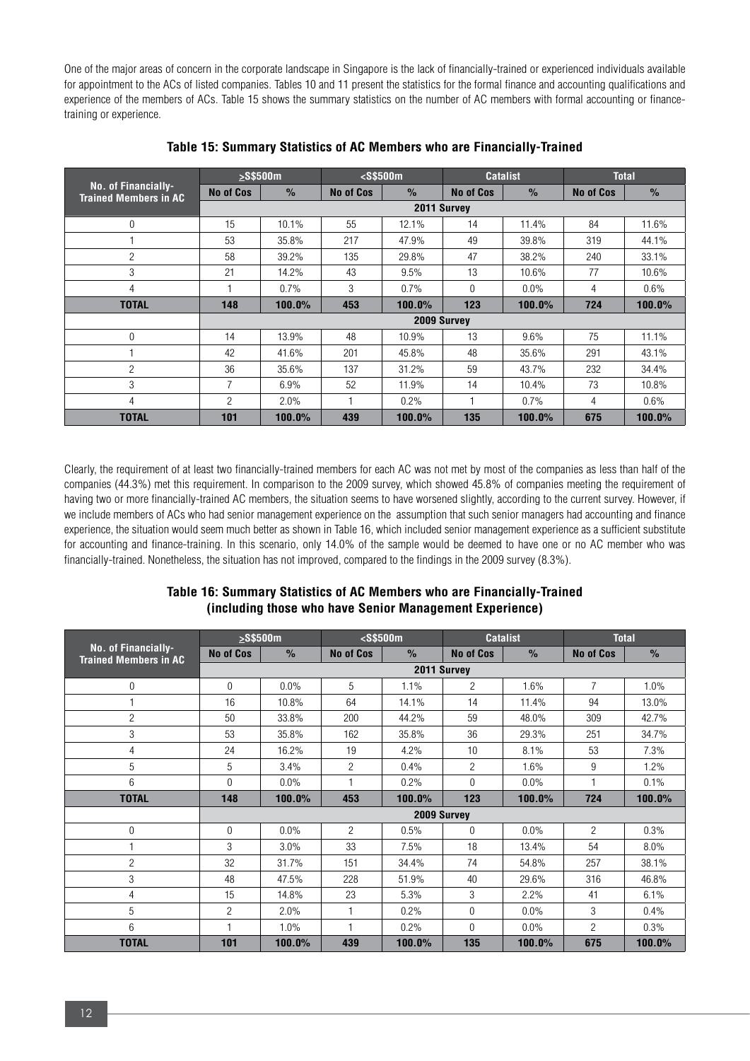One of the major areas of concern in the corporate landscape in Singapore is the lack of financially-trained or experienced individuals available for appointment to the ACs of listed companies. Tables 10 and 11 present the statistics for the formal finance and accounting qualifications and experience of the members of ACs. Table 15 shows the summary statistics on the number of AC members with formal accounting or finance-training or experience.

### Table 15: Summary Statistics of AC Members who are Financially-Trained

| No. of Financially-Trained Members in AC | ≥S$500m | | <S$500m | | Catalist | | Total | |
|---|---|---|---|---|---|---|---|---|
| | No of Cos | % | No of Cos | % | No of Cos | % | No of Cos | % |
| | 2011 Survey | | | | | | | |
| 0 | 15 | 10.1% | 55 | 12.1% | 14 | 11.4% | 84 | 11.6% |
| 1 | 53 | 35.8% | 217 | 47.9% | 49 | 39.8% | 319 | 44.1% |
| 2 | 58 | 39.2% | 135 | 29.8% | 47 | 38.2% | 240 | 33.1% |
| 3 | 21 | 14.2% | 43 | 9.5% | 13 | 10.6% | 77 | 10.6% |
| 4 | 1 | 0.7% | 3 | 0.7% | 0 | 0.0% | 4 | 0.6% |
| **TOTAL** | **148** | **100.0%** | **453** | **100.0%** | **123** | **100.0%** | **724** | **100.0%** |
| | 2009 Survey | | | | | | | |
| 0 | 14 | 13.9% | 48 | 10.9% | 13 | 9.6% | 75 | 11.1% |
| 1 | 42 | 41.6% | 201 | 45.8% | 48 | 35.6% | 291 | 43.1% |
| 2 | 36 | 35.6% | 137 | 31.2% | 59 | 43.7% | 232 | 34.4% |
| 3 | 7 | 6.9% | 52 | 11.9% | 14 | 10.4% | 73 | 10.8% |
| 4 | 2 | 2.0% | 1 | 0.2% | 1 | 0.7% | 4 | 0.6% |
| **TOTAL** | **101** | **100.0%** | **439** | **100.0%** | **135** | **100.0%** | **675** | **100.0%** |

Clearly, the requirement of at least two financially-trained members for each AC was not met by most of the companies as less than half of the companies (44.3%) met this requirement. In comparison to the 2009 survey, which showed 45.8% of companies meeting the requirement of having two or more financially-trained AC members, the situation seems to have worsened slightly, according to the current survey. However, if we include members of ACs who had senior management experience on the assumption that such senior managers had accounting and finance experience, the situation would seem much better as shown in Table 16, which included senior management experience as a sufficient substitute for accounting and finance-training. In this scenario, only 14.0% of the sample would be deemed to have one or no AC member who was financially-trained. Nonetheless, the situation has not improved, compared to the findings in the 2009 survey (8.3%).

### Table 16: Summary Statistics of AC Members who are Financially-Trained (including those who have Senior Management Experience)

| No. of Financially-Trained Members in AC | ≥S$500m | | <S$500m | | Catalist | | Total | |
|---|---|---|---|---|---|---|---|---|
| | No of Cos | % | No of Cos | % | No of Cos | % | No of Cos | % |
| | 2011 Survey | | | | | | | |
| 0 | 0 | 0.0% | 5 | 1.1% | 2 | 1.6% | 7 | 1.0% |
| 1 | 16 | 10.8% | 64 | 14.1% | 14 | 11.4% | 94 | 13.0% |
| 2 | 50 | 33.8% | 200 | 44.2% | 59 | 48.0% | 309 | 42.7% |
| 3 | 53 | 35.8% | 162 | 35.8% | 36 | 29.3% | 251 | 34.7% |
| 4 | 24 | 16.2% | 19 | 4.2% | 10 | 8.1% | 53 | 7.3% |
| 5 | 5 | 3.4% | 2 | 0.4% | 2 | 1.6% | 9 | 1.2% |
| 6 | 0 | 0.0% | 1 | 0.2% | 0 | 0.0% | 1 | 0.1% |
| **TOTAL** | **148** | **100.0%** | **453** | **100.0%** | **123** | **100.0%** | **724** | **100.0%** |
| | 2009 Survey | | | | | | | |
| 0 | 0 | 0.0% | 2 | 0.5% | 0 | 0.0% | 2 | 0.3% |
| 1 | 3 | 3.0% | 33 | 7.5% | 18 | 13.4% | 54 | 8.0% |
| 2 | 32 | 31.7% | 151 | 34.4% | 74 | 54.8% | 257 | 38.1% |
| 3 | 48 | 47.5% | 228 | 51.9% | 40 | 29.6% | 316 | 46.8% |
| 4 | 15 | 14.8% | 23 | 5.3% | 3 | 2.2% | 41 | 6.1% |
| 5 | 2 | 2.0% | 1 | 0.2% | 0 | 0.0% | 3 | 0.4% |
| 6 | 1 | 1.0% | 1 | 0.2% | 0 | 0.0% | 2 | 0.3% |
| **TOTAL** | **101** | **100.0%** | **439** | **100.0%** | **135** | **100.0%** | **675** | **100.0%** |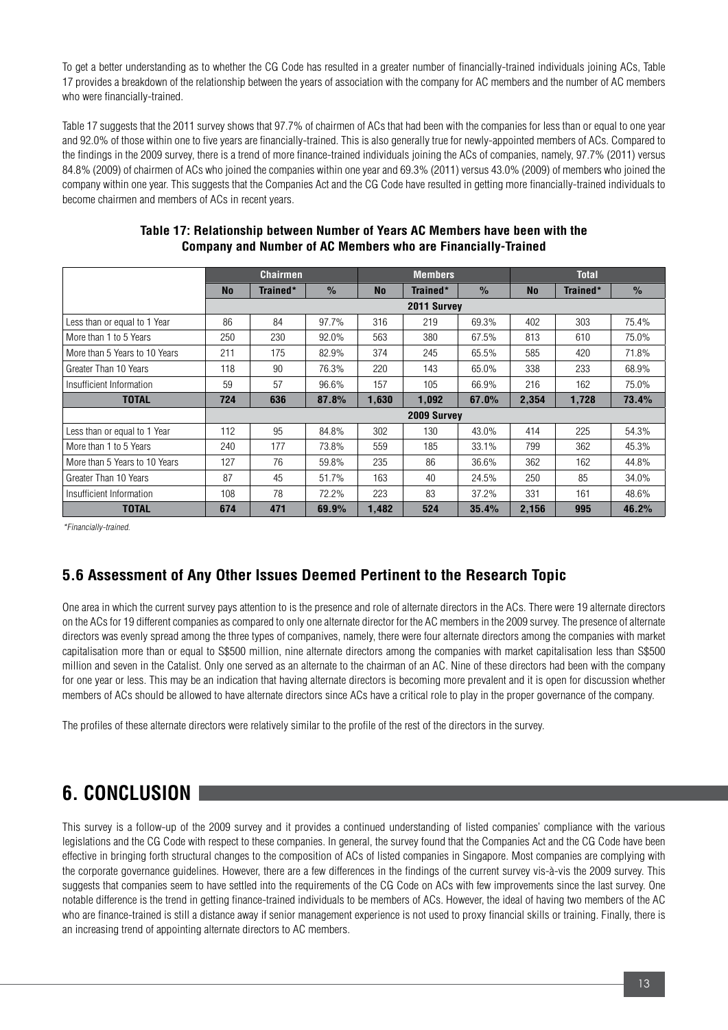To get a better understanding as to whether the CG Code has resulted in a greater number of financially-trained individuals joining ACs, Table 17 provides a breakdown of the relationship between the years of association with the company for AC members and the number of AC members who were financially-trained.

Table 17 suggests that the 2011 survey shows that 97.7% of chairmen of ACs that had been with the companies for less than or equal to one year and 92.0% of those within one to five years are financially-trained. This is also generally true for newly-appointed members of ACs. Compared to the findings in the 2009 survey, there is a trend of more finance-trained individuals joining the ACs of companies, namely, 97.7% (2011) versus 84.8% (2009) of chairmen of ACs who joined the companies within one year and 69.3% (2011) versus 43.0% (2009) of members who joined the company within one year. This suggests that the Companies Act and the CG Code have resulted in getting more financially-trained individuals to become chairmen and members of ACs in recent years.

**Table 17: Relationship between Number of Years AC Members have been with the Company and Number of AC Members who are Financially-Trained**

| | Chairmen | | | Members | | | Total | | |
|---|---|---|---|---|---|---|---|---|---|
| | No | Trained* | % | No | Trained* | % | No | Trained* | % |
| | 2011 Survey | | | | | | | | |
| Less than or equal to 1 Year | 86 | 84 | 97.7% | 316 | 219 | 69.3% | 402 | 303 | 75.4% |
| More than 1 to 5 Years | 250 | 230 | 92.0% | 563 | 380 | 67.5% | 813 | 610 | 75.0% |
| More than 5 Years to 10 Years | 211 | 175 | 82.9% | 374 | 245 | 65.5% | 585 | 420 | 71.8% |
| Greater Than 10 Years | 118 | 90 | 76.3% | 220 | 143 | 65.0% | 338 | 233 | 68.9% |
| Insufficient Information | 59 | 57 | 96.6% | 157 | 105 | 66.9% | 216 | 162 | 75.0% |
| **TOTAL** | **724** | **636** | **87.8%** | **1,630** | **1,092** | **67.0%** | **2,354** | **1,728** | **73.4%** |
| | 2009 Survey | | | | | | | | |
| Less than or equal to 1 Year | 112 | 95 | 84.8% | 302 | 130 | 43.0% | 414 | 225 | 54.3% |
| More than 1 to 5 Years | 240 | 177 | 73.8% | 559 | 185 | 33.1% | 799 | 362 | 45.3% |
| More than 5 Years to 10 Years | 127 | 76 | 59.8% | 235 | 86 | 36.6% | 362 | 162 | 44.8% |
| Greater Than 10 Years | 87 | 45 | 51.7% | 163 | 40 | 24.5% | 250 | 85 | 34.0% |
| Insufficient Information | 108 | 78 | 72.2% | 223 | 83 | 37.2% | 331 | 161 | 48.6% |
| **TOTAL** | **674** | **471** | **69.9%** | **1,482** | **524** | **35.4%** | **2,156** | **995** | **46.2%** |

*\*Financially-trained.*

## 5.6 Assessment of Any Other Issues Deemed Pertinent to the Research Topic

One area in which the current survey pays attention to is the presence and role of alternate directors in the ACs. There were 19 alternate directors on the ACs for 19 different companies as compared to only one alternate director for the AC members in the 2009 survey. The presence of alternate directors was evenly spread among the three types of companives, namely, there were four alternate directors among the companies with market capitalisation more than or equal to S$500 million, nine alternate directors among the companies with market capitalisation less than S$500 million and seven in the Catalist. Only one served as an alternate to the chairman of an AC. Nine of these directors had been with the company for one year or less. This may be an indication that having alternate directors is becoming more prevalent and it is open for discussion whether members of ACs should be allowed to have alternate directors since ACs have a critical role to play in the proper governance of the company.

The profiles of these alternate directors were relatively similar to the profile of the rest of the directors in the survey.

# 6. CONCLUSION

This survey is a follow-up of the 2009 survey and it provides a continued understanding of listed companies' compliance with the various legislations and the CG Code with respect to these companies. In general, the survey found that the Companies Act and the CG Code have been effective in bringing forth structural changes to the composition of ACs of listed companies in Singapore. Most companies are complying with the corporate governance guidelines. However, there are a few differences in the findings of the current survey vis-à-vis the 2009 survey. This suggests that companies seem to have settled into the requirements of the CG Code on ACs with few improvements since the last survey. One notable difference is the trend in getting finance-trained individuals to be members of ACs. However, the ideal of having two members of the AC who are finance-trained is still a distance away if senior management experience is not used to proxy financial skills or training. Finally, there is an increasing trend of appointing alternate directors to AC members.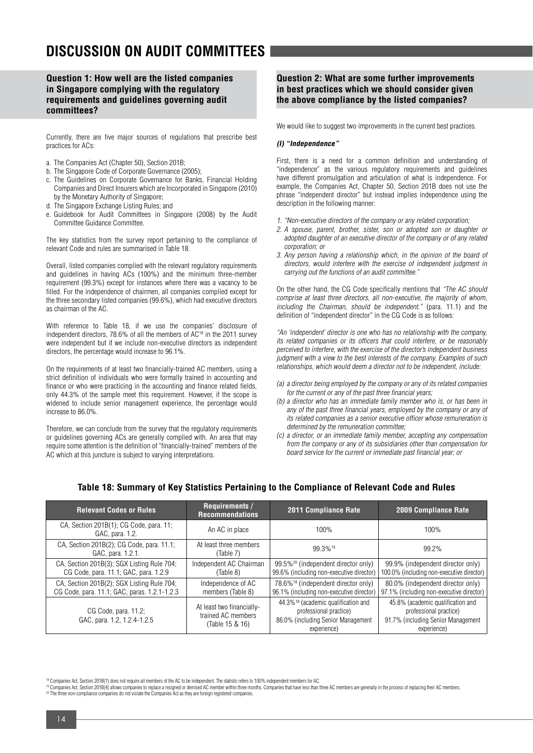# DISCUSSION ON AUDIT COMMITTEES

## Question 1: How well are the listed companies in Singapore complying with the regulatory requirements and guidelines governing audit committees?

Currently, there are five major sources of regulations that prescribe best practices for ACs:

a. The Companies Act (Chapter 50), Section 201B;
b. The Singapore Code of Corporate Governance (2005);
c. The Guidelines on Corporate Governance for Banks, Financial Holding Companies and Direct Insurers which are Incorporated in Singapore (2010) by the Monetary Authority of Singapore;
d. The Singapore Exchange Listing Rules; and
e. Guidebook for Audit Committees in Singapore (2008) by the Audit Committee Guidance Committee.

The key statistics from the survey report pertaining to the compliance of relevant Code and rules are summarised in Table 18.

Overall, listed companies complied with the relevant regulatory requirements and guidelines in having ACs (100%) and the minimum three-member requirement (99.3%) except for instances where there was a vacancy to be filled. For the independence of chairmen, all companies complied except for the three secondary listed companies (99.6%), which had executive directors as chairman of the AC.

With reference to Table 18, if we use the companies' disclosure of independent directors, 78.6% of all the members of AC[18] in the 2011 survey were independent but if we include non-executive directors as independent directors, the percentage would increase to 96.1%.

On the requirements of at least two financially-trained AC members, using a strict definition of individuals who were formally trained in accounting and finance or who were practicing in the accounting and finance related fields, only 44.3% of the sample meet this requirement. However, if the scope is widened to include senior management experience, the percentage would increase to 86.0%.

Therefore, we can conclude from the survey that the regulatory requirements or guidelines governing ACs are generally complied with. An area that may require some attention is the definition of "financially-trained" members of the AC which at this juncture is subject to varying interpretations.

## Question 2: What are some further improvements in best practices which we should consider given the above compliance by the listed companies?

We would like to suggest two improvements in the current best practices.

### *(I) "Independence"*

First, there is a need for a common definition and understanding of "independence" as the various regulatory requirements and guidelines have different promulgation and articulation of what is independence. For example, the Companies Act, Chapter 50, Section 201B does not use the phrase "independent director" but instead implies independence using the description in the following manner:

1. *"Non-executive directors of the company or any related corporation;*
2. *A spouse, parent, brother, sister, son or adopted son or daughter or adopted daughter of an executive director of the company or of any related corporation; or*
3. *Any person having a relationship which, in the opinion of the board of directors, would interfere with the exercise of independent judgment in carrying out the functions of an audit committee."*

On the other hand, the CG Code specifically mentions that *"The AC should comprise at least three directors, all non-executive, the majority of whom, including the Chairman, should be independent."* (para. 11.1) and the definition of "independent director" in the CG Code is as follows:

*"An 'independent' director is one who has no relationship with the company, its related companies or its officers that could interfere, or be reasonably perceived to interfere, with the exercise of the director's independent business judgment with a view to the best interests of the company. Examples of such relationships, which would deem a director not to be independent, include:*

*(a) a director being employed by the company or any of its related companies for the current or any of the past three financial years;*
*(b) a director who has an immediate family member who is, or has been in any of the past three financial years, employed by the company or any of its related companies as a senior executive officer whose remuneration is determined by the remuneration committee;*
*(c) a director, or an immediate family member, accepting any compensation from the company or any of its subsidiaries other than compensation for board service for the current or immediate past financial year; or*

**Table 18: Summary of Key Statistics Pertaining to the Compliance of Relevant Code and Rules**

| Relevant Codes or Rules | Requirements / Recommendations | 2011 Compliance Rate | 2009 Compliance Rate |
|---|---|---|---|
| CA, Section 201B(1); CG Code, para. 11; GAC, para. 1.2. | An AC in place | 100% | 100% |
| CA, Section 201B(2); CG Code, para. 11.1; GAC, para. 1.2.1. | At least three members (Table 7) | 99.3%[19] | 99.2% |
| CA, Section 201B(3); SGX Listing Rule 704; CG Code, para. 11.1; GAC, para. 1.2.9 | Independent AC Chairman (Table 8) | 99.5%[20] (independent director only) 99.6% (including non-executive director) | 99.9% (independent director only) 100.0% (including non-executive director) |
| CA, Section 201B(2); SGX Listing Rule 704; CG Code, para. 11.1; GAC, paras. 1.2.1-1.2.3 | Independence of AC members (Table 8) | 78.6%[18] (independent director only) 96.1% (including non-executive director) | 80.0% (independent director only) 97.1% (including non-executive director) |
| CG Code, para. 11.2; GAC, para. 1.2, 1.2.4-1.2.5 | At least two financially-trained AC members (Table 15 & 16) | 44.3%[18] (academic qualification and professional practice) 86.0% (including Senior Management experience) | 45.8% (academic qualification and professional practice) 91.7% (including Senior Management experience) |

[18] Companies Act, Section 201B(1) does not require all members of the AC to be independent. The statistic refers to 100% independent members for AC.

[19] Companies Act, Section 201B(4) allows companies to replace a resigned or demised AC member within three months. Companies that have less than three AC members are generally in the process of replacing their AC members.

[20] The three non-compliance companies do not violate the Companies Act as they are foreign registered companies.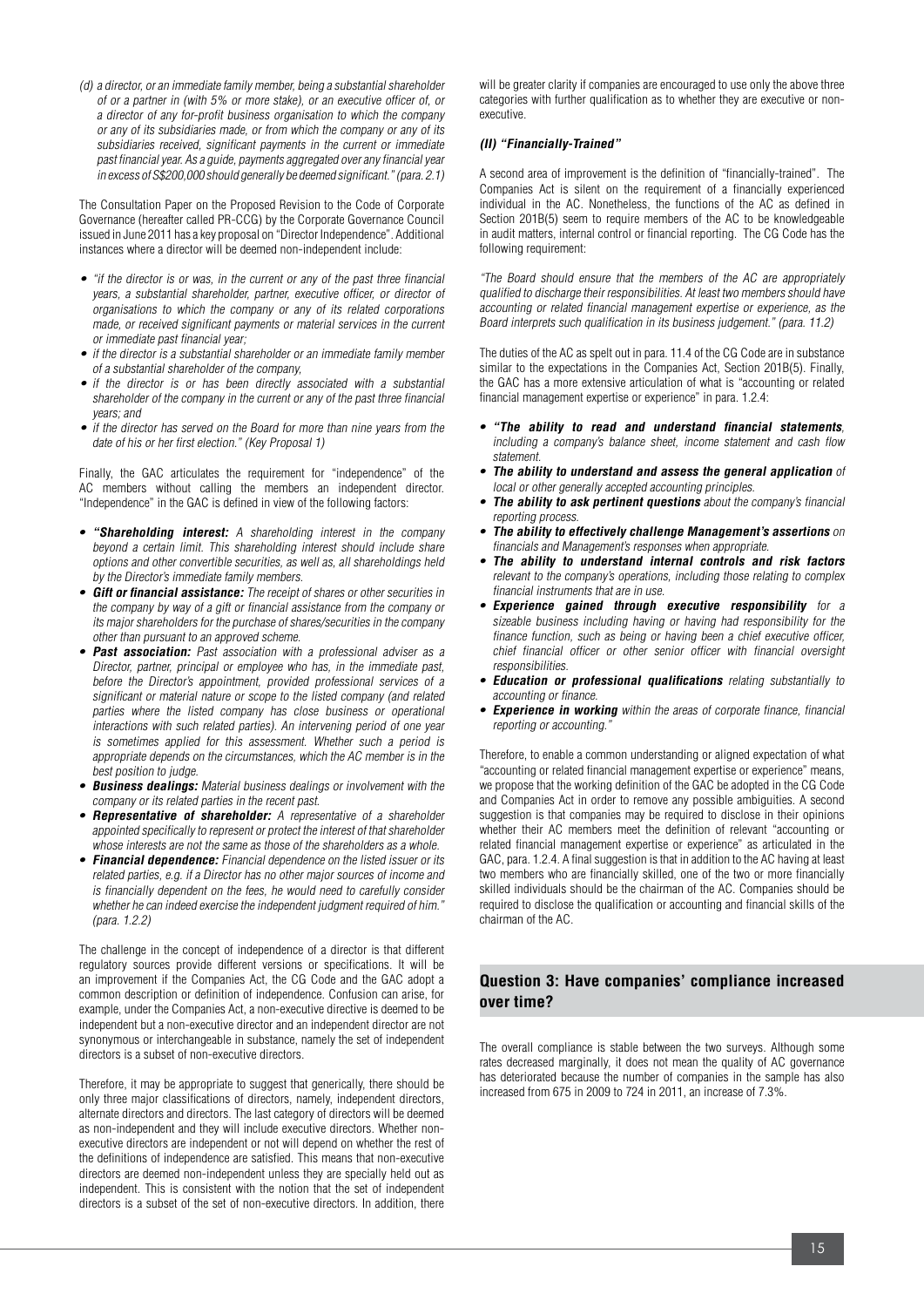*(d) a director, or an immediate family member, being a substantial shareholder of or a partner in (with 5% or more stake), or an executive officer of, or a director of any for-profit business organisation to which the company or any of its subsidiaries made, or from which the company or any of its subsidiaries received, significant payments in the current or immediate past financial year. As a guide, payments aggregated over any financial year in excess of S$200,000 should generally be deemed significant." (para. 2.1)*

The Consultation Paper on the Proposed Revision to the Code of Corporate Governance (hereafter called PR-CCG) by the Corporate Governance Council issued in June 2011 has a key proposal on "Director Independence". Additional instances where a director will be deemed non-independent include:

- *"if the director is or was, in the current or any of the past three financial years, a substantial shareholder, partner, executive officer, or director of organisations to which the company or any of its related corporations made, or received significant payments or material services in the current or immediate past financial year;*
- *if the director is a substantial shareholder or an immediate family member of a substantial shareholder of the company,*
- *if the director is or has been directly associated with a substantial shareholder of the company in the current or any of the past three financial years; and*
- *if the director has served on the Board for more than nine years from the date of his or her first election." (Key Proposal 1)*

Finally, the GAC articulates the requirement for "independence" of the AC members without calling the members an independent director. "Independence" in the GAC is defined in view of the following factors:

- ***"Shareholding interest:** A shareholding interest in the company beyond a certain limit. This shareholding interest should include share options and other convertible securities, as well as, all shareholdings held by the Director's immediate family members.*
- ***Gift or financial assistance:** The receipt of shares or other securities in the company by way of a gift or financial assistance from the company or its major shareholders for the purchase of shares/securities in the company other than pursuant to an approved scheme.*
- ***Past association:** Past association with a professional adviser as a Director, partner, principal or employee who has, in the immediate past, before the Director's appointment, provided professional services of a significant or material nature or scope to the listed company (and related parties where the listed company has close business or operational interactions with such related parties). An intervening period of one year is sometimes applied for this assessment. Whether such a period is appropriate depends on the circumstances, which the AC member is in the best position to judge.*
- ***Business dealings:** Material business dealings or involvement with the company or its related parties in the recent past.*
- ***Representative of shareholder:** A representative of a shareholder appointed specifically to represent or protect the interest of that shareholder whose interests are not the same as those of the shareholders as a whole.*
- ***Financial dependence:** Financial dependence on the listed issuer or its related parties, e.g. if a Director has no other major sources of income and is financially dependent on the fees, he would need to carefully consider whether he can indeed exercise the independent judgment required of him." (para. 1.2.2)*

The challenge in the concept of independence of a director is that different regulatory sources provide different versions or specifications. It will be an improvement if the Companies Act, the CG Code and the GAC adopt a common description or definition of independence. Confusion can arise, for example, under the Companies Act, a non-executive directive is deemed to be independent but a non-executive director and an independent director are not synonymous or interchangeable in substance, namely the set of independent directors is a subset of non-executive directors.

Therefore, it may be appropriate to suggest that generically, there should be only three major classifications of directors, namely, independent directors, alternate directors and directors. The last category of directors will be deemed as non-independent and they will include executive directors. Whether non-executive directors are independent or not will depend on whether the rest of the definitions of independence are satisfied. This means that non-executive directors are deemed non-independent unless they are specially held out as independent. This is consistent with the notion that the set of independent directors is a subset of the set of non-executive directors. In addition, there will be greater clarity if companies are encouraged to use only the above three categories with further qualification as to whether they are executive or non-executive.

#### *(II) "Financially-Trained"*

A second area of improvement is the definition of "financially-trained". The Companies Act is silent on the requirement of a financially experienced individual in the AC. Nonetheless, the functions of the AC as defined in Section 201B(5) seem to require members of the AC to be knowledgeable in audit matters, internal control or financial reporting. The CG Code has the following requirement:

*"The Board should ensure that the members of the AC are appropriately qualified to discharge their responsibilities. At least two members should have accounting or related financial management expertise or experience, as the Board interprets such qualification in its business judgement." (para. 11.2)*

The duties of the AC as spelt out in para. 11.4 of the CG Code are in substance similar to the expectations in the Companies Act, Section 201B(5). Finally, the GAC has a more extensive articulation of what is "accounting or related financial management expertise or experience" in para. 1.2.4:

- ***"The ability to read and understand financial statements**, including a company's balance sheet, income statement and cash flow statement.*
- ***The ability to understand and assess the general application** of local or other generally accepted accounting principles.*
- ***The ability to ask pertinent questions** about the company's financial reporting process.*
- ***The ability to effectively challenge Management's assertions** on financials and Management's responses when appropriate.*
- ***The ability to understand internal controls and risk factors** relevant to the company's operations, including those relating to complex financial instruments that are in use.*
- ***Experience gained through executive responsibility** for a sizeable business including having or having had responsibility for the finance function, such as being or having been a chief executive officer, chief financial officer or other senior officer with financial oversight responsibilities.*
- ***Education or professional qualifications** relating substantially to accounting or finance.*
- ***Experience in working** within the areas of corporate finance, financial reporting or accounting."*

Therefore, to enable a common understanding or aligned expectation of what "accounting or related financial management expertise or experience" means, we propose that the working definition of the GAC be adopted in the CG Code and Companies Act in order to remove any possible ambiguities. A second suggestion is that companies may be required to disclose in their opinions whether their AC members meet the definition of relevant "accounting or related financial management expertise or experience" as articulated in the GAC, para. 1.2.4. A final suggestion is that in addition to the AC having at least two members who are financially skilled, one of the two or more financially skilled individuals should be the chairman of the AC. Companies should be required to disclose the qualification or accounting and financial skills of the chairman of the AC.

## Question 3: Have companies' compliance increased over time?

The overall compliance is stable between the two surveys. Although some rates decreased marginally, it does not mean the quality of AC governance has deteriorated because the number of companies in the sample has also increased from 675 in 2009 to 724 in 2011, an increase of 7.3%.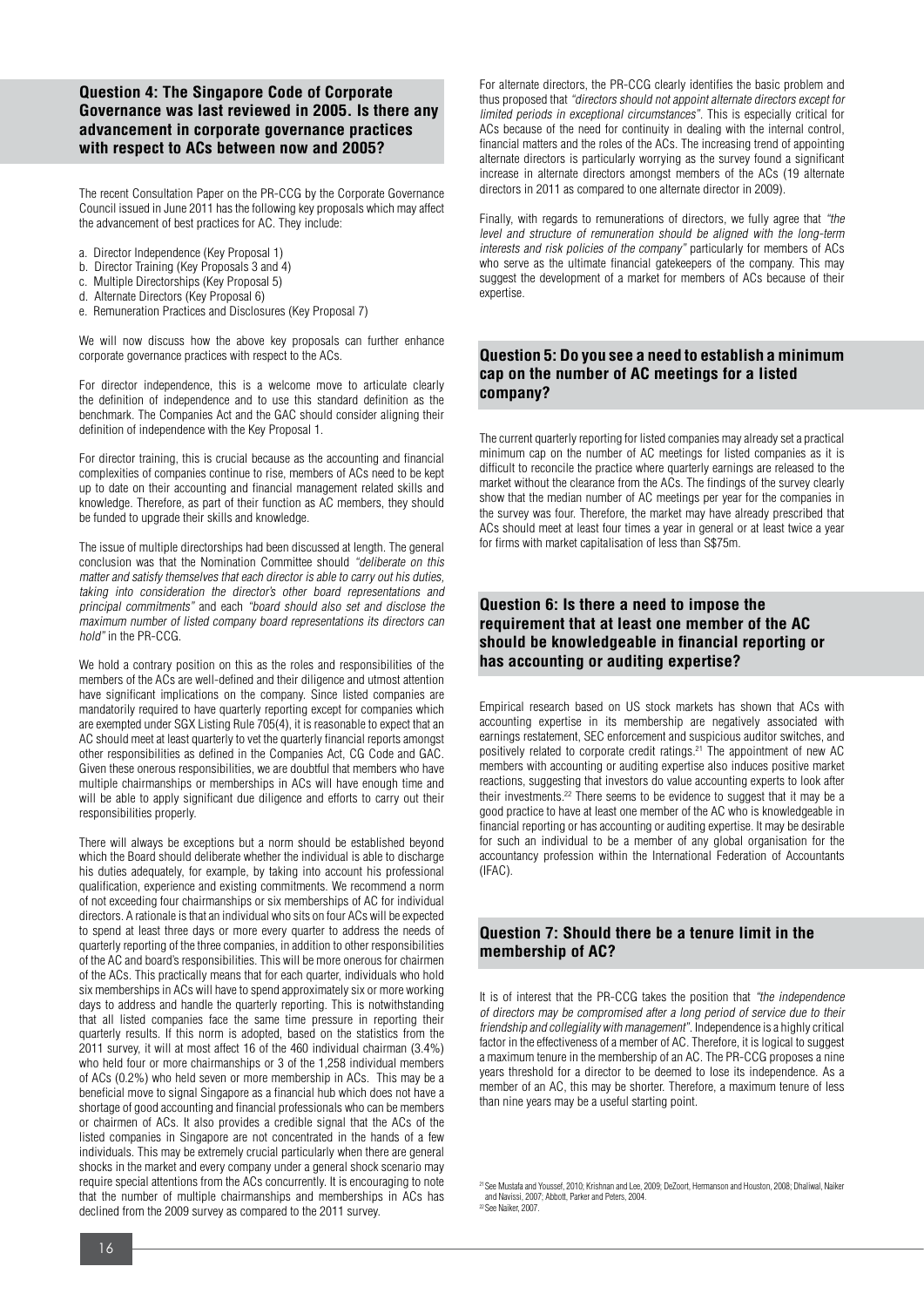## Question 4: The Singapore Code of Corporate Governance was last reviewed in 2005. Is there any advancement in corporate governance practices with respect to ACs between now and 2005?

The recent Consultation Paper on the PR-CCG by the Corporate Governance Council issued in June 2011 has the following key proposals which may affect the advancement of best practices for AC. They include:

a. Director Independence (Key Proposal 1)
b. Director Training (Key Proposals 3 and 4)
c. Multiple Directorships (Key Proposal 5)
d. Alternate Directors (Key Proposal 6)
e. Remuneration Practices and Disclosures (Key Proposal 7)

We will now discuss how the above key proposals can further enhance corporate governance practices with respect to the ACs.

For director independence, this is a welcome move to articulate clearly the definition of independence and to use this standard definition as the benchmark. The Companies Act and the GAC should consider aligning their definition of independence with the Key Proposal 1.

For director training, this is crucial because as the accounting and financial complexities of companies continue to rise, members of ACs need to be kept up to date on their accounting and financial management related skills and knowledge. Therefore, as part of their function as AC members, they should be funded to upgrade their skills and knowledge.

The issue of multiple directorships had been discussed at length. The general conclusion was that the Nomination Committee should *"deliberate on this matter and satisfy themselves that each director is able to carry out his duties, taking into consideration the director's other board representations and principal commitments"* and each *"board should also set and disclose the maximum number of listed company board representations its directors can hold"* in the PR-CCG.

We hold a contrary position on this as the roles and responsibilities of the members of the ACs are well-defined and their diligence and utmost attention have significant implications on the company. Since listed companies are mandatorily required to have quarterly reporting except for companies which are exempted under SGX Listing Rule 705(4), it is reasonable to expect that an AC should meet at least quarterly to vet the quarterly financial reports amongst other responsibilities as defined in the Companies Act, CG Code and GAC. Given these onerous responsibilities, we are doubtful that members who have multiple chairmanships or memberships in ACs will have enough time and will be able to apply significant due diligence and efforts to carry out their responsibilities properly.

There will always be exceptions but a norm should be established beyond which the Board should deliberate whether the individual is able to discharge his duties adequately, for example, by taking into account his professional qualification, experience and existing commitments. We recommend a norm of not exceeding four chairmanships or six memberships of AC for individual directors. A rationale is that an individual who sits on four ACs will be expected to spend at least three days or more every quarter to address the needs of quarterly reporting of the three companies, in addition to other responsibilities of the AC and board's responsibilities. This will be more onerous for chairmen of the ACs. This practically means that for each quarter, individuals who hold six memberships in ACs will have to spend approximately six or more working days to address and handle the quarterly reporting. This is notwithstanding that all listed companies face the same time pressure in reporting their quarterly results. If this norm is adopted, based on the statistics from the 2011 survey, it will at most affect 16 of the 460 individual chairman (3.4%) who held four or more chairmanships or 3 of the 1,258 individual members of ACs (0.2%) who held seven or more membership in ACs. This may be a beneficial move to signal Singapore as a financial hub which does not have a shortage of good accounting and financial professionals who can be members or chairmen of ACs. It also provides a credible signal that the ACs of the listed companies in Singapore are not concentrated in the hands of a few individuals. This may be extremely crucial particularly when there are general shocks in the market and every company under a general shock scenario may require special attentions from the ACs concurrently. It is encouraging to note that the number of multiple chairmanships and memberships in ACs has declined from the 2009 survey as compared to the 2011 survey.

For alternate directors, the PR-CCG clearly identifies the basic problem and thus proposed that *"directors should not appoint alternate directors except for limited periods in exceptional circumstances"*. This is especially critical for ACs because of the need for continuity in dealing with the internal control, financial matters and the roles of the ACs. The increasing trend of appointing alternate directors is particularly worrying as the survey found a significant increase in alternate directors amongst members of the ACs (19 alternate directors in 2011 as compared to one alternate director in 2009).

Finally, with regards to remunerations of directors, we fully agree that *"the level and structure of remuneration should be aligned with the long-term interests and risk policies of the company"* particularly for members of ACs who serve as the ultimate financial gatekeepers of the company. This may suggest the development of a market for members of ACs because of their expertise.

## Question 5: Do you see a need to establish a minimum cap on the number of AC meetings for a listed company?

The current quarterly reporting for listed companies may already set a practical minimum cap on the number of AC meetings for listed companies as it is difficult to reconcile the practice where quarterly earnings are released to the market without the clearance from the ACs. The findings of the survey clearly show that the median number of AC meetings per year for the companies in the survey was four. Therefore, the market may have already prescribed that ACs should meet at least four times a year in general or at least twice a year for firms with market capitalisation of less than S$75m.

## Question 6: Is there a need to impose the requirement that at least one member of the AC should be knowledgeable in financial reporting or has accounting or auditing expertise?

Empirical research based on US stock markets has shown that ACs with accounting expertise in its membership are negatively associated with earnings restatement, SEC enforcement and suspicious auditor switches, and positively related to corporate credit ratings.[21] The appointment of new AC members with accounting or auditing expertise also induces positive market reactions, suggesting that investors do value accounting experts to look after their investments.[22] There seems to be evidence to suggest that it may be a good practice to have at least one member of the AC who is knowledgeable in financial reporting or has accounting or auditing expertise. It may be desirable for such an individual to be a member of any global organisation for the accountancy profession within the International Federation of Accountants (IFAC).

## Question 7: Should there be a tenure limit in the membership of AC?

It is of interest that the PR-CCG takes the position that *"the independence of directors may be compromised after a long period of service due to their friendship and collegiality with management"*. Independence is a highly critical factor in the effectiveness of a member of AC. Therefore, it is logical to suggest a maximum tenure in the membership of an AC. The PR-CCG proposes a nine years threshold for a director to be deemed to lose its independence. As a member of an AC, this may be shorter. Therefore, a maximum tenure of less than nine years may be a useful starting point.

[21] See Mustafa and Youssef, 2010; Krishnan and Lee, 2009; DeZoort, Hermanson and Houston, 2008; Dhaliwal, Naiker and Navissi, 2007; Abbott, Parker and Peters, 2004.
[22] See Naiker, 2007.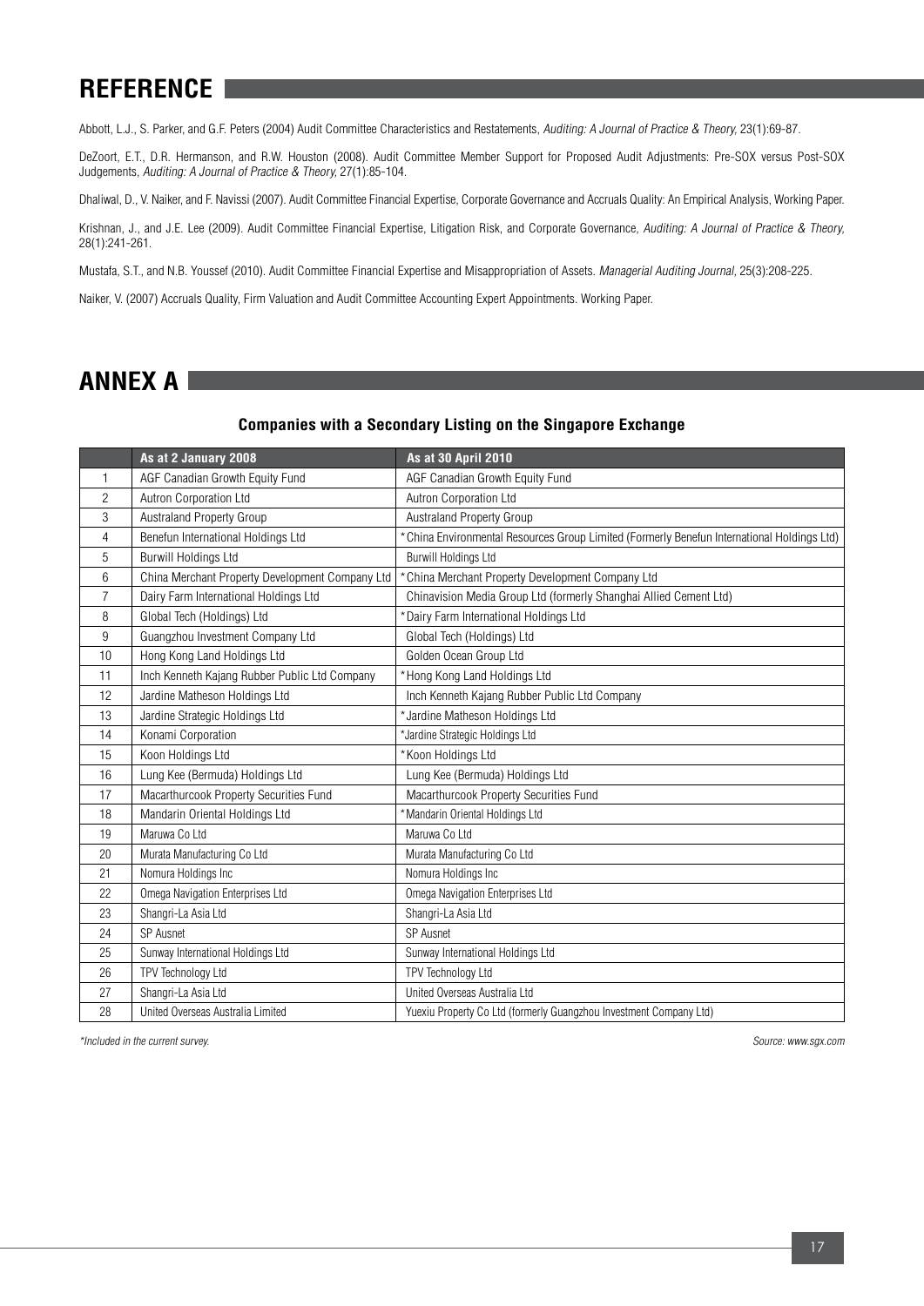## REFERENCE

Abbott, L.J., S. Parker, and G.F. Peters (2004) Audit Committee Characteristics and Restatements, *Auditing: A Journal of Practice & Theory*, 23(1):69-87.

DeZoort, E.T., D.R. Hermanson, and R.W. Houston (2008). Audit Committee Member Support for Proposed Audit Adjustments: Pre-SOX versus Post-SOX Judgements, *Auditing: A Journal of Practice & Theory*, 27(1):85-104.

Dhaliwal, D., V. Naiker, and F. Navissi (2007). Audit Committee Financial Expertise, Corporate Governance and Accruals Quality: An Empirical Analysis, Working Paper.

Krishnan, J., and J.E. Lee (2009). Audit Committee Financial Expertise, Litigation Risk, and Corporate Governance, *Auditing: A Journal of Practice & Theory*, 28(1):241-261.

Mustafa, S.T., and N.B. Youssef (2010). Audit Committee Financial Expertise and Misappropriation of Assets. *Managerial Auditing Journal*, 25(3):208-225.

Naiker, V. (2007) Accruals Quality, Firm Valuation and Audit Committee Accounting Expert Appointments. Working Paper.

## ANNEX A

### Companies with a Secondary Listing on the Singapore Exchange

| | As at 2 January 2008 | As at 30 April 2010 |
|---|---|---|
| 1 | AGF Canadian Growth Equity Fund | AGF Canadian Growth Equity Fund |
| 2 | Autron Corporation Ltd | Autron Corporation Ltd |
| 3 | Australand Property Group | Australand Property Group |
| 4 | Benefun International Holdings Ltd | *China Environmental Resources Group Limited (Formerly Benefun International Holdings Ltd) |
| 5 | Burwill Holdings Ltd | Burwill Holdings Ltd |
| 6 | China Merchant Property Development Company Ltd | *China Merchant Property Development Company Ltd |
| 7 | Dairy Farm International Holdings Ltd | Chinavision Media Group Ltd (formerly Shanghai Allied Cement Ltd) |
| 8 | Global Tech (Holdings) Ltd | *Dairy Farm International Holdings Ltd |
| 9 | Guangzhou Investment Company Ltd | Global Tech (Holdings) Ltd |
| 10 | Hong Kong Land Holdings Ltd | Golden Ocean Group Ltd |
| 11 | Inch Kenneth Kajang Rubber Public Ltd Company | *Hong Kong Land Holdings Ltd |
| 12 | Jardine Matheson Holdings Ltd | Inch Kenneth Kajang Rubber Public Ltd Company |
| 13 | Jardine Strategic Holdings Ltd | *Jardine Matheson Holdings Ltd |
| 14 | Konami Corporation | *Jardine Strategic Holdings Ltd |
| 15 | Koon Holdings Ltd | *Koon Holdings Ltd |
| 16 | Lung Kee (Bermuda) Holdings Ltd | Lung Kee (Bermuda) Holdings Ltd |
| 17 | Macarthurcook Property Securities Fund | Macarthurcook Property Securities Fund |
| 18 | Mandarin Oriental Holdings Ltd | *Mandarin Oriental Holdings Ltd |
| 19 | Maruwa Co Ltd | Maruwa Co Ltd |
| 20 | Murata Manufacturing Co Ltd | Murata Manufacturing Co Ltd |
| 21 | Nomura Holdings Inc | Nomura Holdings Inc |
| 22 | Omega Navigation Enterprises Ltd | Omega Navigation Enterprises Ltd |
| 23 | Shangri-La Asia Ltd | Shangri-La Asia Ltd |
| 24 | SP Ausnet | SP Ausnet |
| 25 | Sunway International Holdings Ltd | Sunway International Holdings Ltd |
| 26 | TPV Technology Ltd | TPV Technology Ltd |
| 27 | Shangri-La Asia Ltd | United Overseas Australia Ltd |
| 28 | United Overseas Australia Limited | Yuexiu Property Co Ltd (formerly Guangzhou Investment Company Ltd) |

*\*Included in the current survey.*

*Source: www.sgx.com*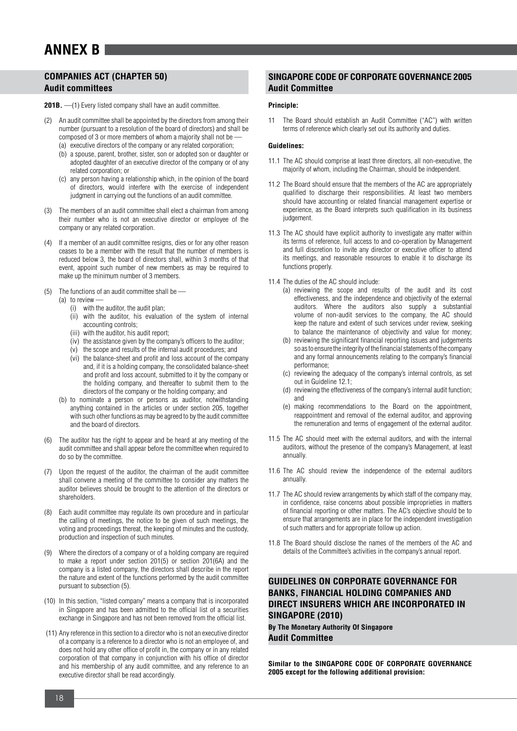# ANNEX B

## COMPANIES ACT (CHAPTER 50)
### Audit committees

**201B.** —(1) Every listed company shall have an audit committee.

(2) An audit committee shall be appointed by the directors from among their number (pursuant to a resolution of the board of directors) and shall be composed of 3 or more members of whom a majority shall not be —
  (a) executive directors of the company or any related corporation;
  (b) a spouse, parent, brother, sister, son or adopted son or daughter or adopted daughter of an executive director of the company or of any related corporation; or
  (c) any person having a relationship which, in the opinion of the board of directors, would interfere with the exercise of independent judgment in carrying out the functions of an audit committee.

(3) The members of an audit committee shall elect a chairman from among their number who is not an executive director or employee of the company or any related corporation.

(4) If a member of an audit committee resigns, dies or for any other reason ceases to be a member with the result that the number of members is reduced below 3, the board of directors shall, within 3 months of that event, appoint such number of new members as may be required to make up the minimum number of 3 members.

(5) The functions of an audit committee shall be —
  (a) to review —
    (i) with the auditor, the audit plan;
    (ii) with the auditor, his evaluation of the system of internal accounting controls;
    (iii) with the auditor, his audit report;
    (iv) the assistance given by the company's officers to the auditor;
    (v) the scope and results of the internal audit procedures; and
    (vi) the balance-sheet and profit and loss account of the company and, if it is a holding company, the consolidated balance-sheet and profit and loss account, submitted to it by the company or the holding company, and thereafter to submit them to the directors of the company or the holding company; and
  (b) to nominate a person or persons as auditor, notwithstanding anything contained in the articles or under section 205, together with such other functions as may be agreed to by the audit committee and the board of directors.

(6) The auditor has the right to appear and be heard at any meeting of the audit committee and shall appear before the committee when required to do so by the committee.

(7) Upon the request of the auditor, the chairman of the audit committee shall convene a meeting of the committee to consider any matters the auditor believes should be brought to the attention of the directors or shareholders.

(8) Each audit committee may regulate its own procedure and in particular the calling of meetings, the notice to be given of such meetings, the voting and proceedings thereat, the keeping of minutes and the custody, production and inspection of such minutes.

(9) Where the directors of a company or of a holding company are required to make a report under section 201(5) or section 201(6A) and the company is a listed company, the directors shall describe in the report the nature and extent of the functions performed by the audit committee pursuant to subsection (5).

(10) In this section, "listed company" means a company that is incorporated in Singapore and has been admitted to the official list of a securities exchange in Singapore and has not been removed from the official list.

(11) Any reference in this section to a director who is not an executive director of a company is a reference to a director who is not an employee of, and does not hold any other office of profit in, the company or in any related corporation of that company in conjunction with his office of director and his membership of any audit committee, and any reference to an executive director shall be read accordingly.

## SINGAPORE CODE OF CORPORATE GOVERNANCE 2005
### Audit Committee

**Principle:**

11 The Board should establish an Audit Committee ("AC") with written terms of reference which clearly set out its authority and duties.

**Guidelines:**

11.1 The AC should comprise at least three directors, all non-executive, the majority of whom, including the Chairman, should be independent.

11.2 The Board should ensure that the members of the AC are appropriately qualified to discharge their responsibilities. At least two members should have accounting or related financial management expertise or experience, as the Board interprets such qualification in its business judgement.

11.3 The AC should have explicit authority to investigate any matter within its terms of reference, full access to and co-operation by Management and full discretion to invite any director or executive officer to attend its meetings, and reasonable resources to enable it to discharge its functions properly.

11.4 The duties of the AC should include:
  (a) reviewing the scope and results of the audit and its cost effectiveness, and the independence and objectivity of the external auditors. Where the auditors also supply a substantial volume of non-audit services to the company, the AC should keep the nature and extent of such services under review, seeking to balance the maintenance of objectivity and value for money;
  (b) reviewing the significant financial reporting issues and judgements so as to ensure the integrity of the financial statements of the company and any formal announcements relating to the company's financial performance;
  (c) reviewing the adequacy of the company's internal controls, as set out in Guideline 12.1;
  (d) reviewing the effectiveness of the company's internal audit function; and
  (e) making recommendations to the Board on the appointment, reappointment and removal of the external auditor, and approving the remuneration and terms of engagement of the external auditor.

11.5 The AC should meet with the external auditors, and with the internal auditors, without the presence of the company's Management, at least annually.

11.6 The AC should review the independence of the external auditors annually.

11.7 The AC should review arrangements by which staff of the company may, in confidence, raise concerns about possible improprieties in matters of financial reporting or other matters. The AC's objective should be to ensure that arrangements are in place for the independent investigation of such matters and for appropriate follow up action.

11.8 The Board should disclose the names of the members of the AC and details of the Committee's activities in the company's annual report.

## GUIDELINES ON CORPORATE GOVERNANCE FOR BANKS, FINANCIAL HOLDING COMPANIES AND DIRECT INSURERS WHICH ARE INCORPORATED IN SINGAPORE (2010)

**By The Monetary Authority Of Singapore**

### Audit Committee

**Similar to the SINGAPORE CODE OF CORPORATE GOVERNANCE 2005 except for the following additional provision:**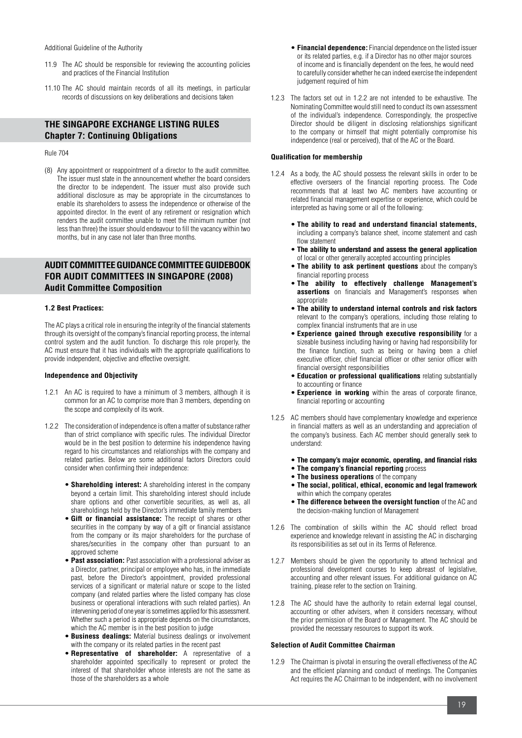Additional Guideline of the Authority

11.9 The AC should be responsible for reviewing the accounting policies and practices of the Financial Institution

11.10 The AC should maintain records of all its meetings, in particular records of discussions on key deliberations and decisions taken

## THE SINGAPORE EXCHANGE LISTING RULES
## Chapter 7: Continuing Obligations

Rule 704

(8) Any appointment or reappointment of a director to the audit committee. The issuer must state in the announcement whether the board considers the director to be independent. The issuer must also provide such additional disclosure as may be appropriate in the circumstances to enable its shareholders to assess the independence or otherwise of the appointed director. In the event of any retirement or resignation which renders the audit committee unable to meet the minimum number (not less than three) the issuer should endeavour to fill the vacancy within two months, but in any case not later than three months.

## AUDIT COMMITTEE GUIDANCE COMMITTEE GUIDEBOOK FOR AUDIT COMMITTEES IN SINGAPORE (2008)
## Audit Committee Composition

### 1.2 Best Practices:

The AC plays a critical role in ensuring the integrity of the financial statements through its oversight of the company's financial reporting process, the internal control system and the audit function. To discharge this role properly, the AC must ensure that it has individuals with the appropriate qualifications to provide independent, objective and effective oversight.

#### Independence and Objectivity

1.2.1 An AC is required to have a minimum of 3 members, although it is common for an AC to comprise more than 3 members, depending on the scope and complexity of its work.

1.2.2 The consideration of independence is often a matter of substance rather than of strict compliance with specific rules. The individual Director would be in the best position to determine his independence having regard to his circumstances and relationships with the company and related parties. Below are some additional factors Directors could consider when confirming their independence:

- **Shareholding interest:** A shareholding interest in the company beyond a certain limit. This shareholding interest should include share options and other convertible securities, as well as, all shareholdings held by the Director's immediate family members
- **Gift or financial assistance:** The receipt of shares or other securities in the company by way of a gift or financial assistance from the company or its major shareholders for the purchase of shares/securities in the company other than pursuant to an approved scheme
- **Past association:** Past association with a professional adviser as a Director, partner, principal or employee who has, in the immediate past, before the Director's appointment, provided professional services of a significant or material nature or scope to the listed company (and related parties where the listed company has close business or operational interactions with such related parties). An intervening period of one year is sometimes applied for this assessment. Whether such a period is appropriate depends on the circumstances, which the AC member is in the best position to judge
- **Business dealings:** Material business dealings or involvement with the company or its related parties in the recent past
- **Representative of shareholder:** A representative of a shareholder appointed specifically to represent or protect the interest of that shareholder whose interests are not the same as those of the shareholders as a whole
- **Financial dependence:** Financial dependence on the listed issuer or its related parties, e.g. if a Director has no other major sources of income and is financially dependent on the fees, he would need to carefully consider whether he can indeed exercise the independent judgement required of him

1.2.3 The factors set out in 1.2.2 are not intended to be exhaustive. The Nominating Committee would still need to conduct its own assessment of the individual's independence. Correspondingly, the prospective Director should be diligent in disclosing relationships significant to the company or himself that might potentially compromise his independence (real or perceived), that of the AC or the Board.

#### Qualification for membership

1.2.4 As a body, the AC should possess the relevant skills in order to be effective overseers of the financial reporting process. The Code recommends that at least two AC members have accounting or related financial management expertise or experience, which could be interpreted as having some or all of the following:

- **The ability to read and understand financial statements,** including a company's balance sheet, income statement and cash flow statement
- **The ability to understand and assess the general application** of local or other generally accepted accounting principles
- **The ability to ask pertinent questions** about the company's financial reporting process
- **The ability to effectively challenge Management's assertions** on financials and Management's responses when appropriate
- **The ability to understand internal controls and risk factors** relevant to the company's operations, including those relating to complex financial instruments that are in use
- **Experience gained through executive responsibility** for a sizeable business including having or having had responsibility for the finance function, such as being or having been a chief executive officer, chief financial officer or other senior officer with financial oversight responsibilities
- **Education or professional qualifications** relating substantially to accounting or finance
- **Experience in working** within the areas of corporate finance, financial reporting or accounting

1.2.5 AC members should have complementary knowledge and experience in financial matters as well as an understanding and appreciation of the company's business. Each AC member should generally seek to understand:

- **The company's major economic, operating, and financial risks**
- **The company's financial reporting** process
- **The business operations** of the company
- **The social, political, ethical, economic and legal framework** within which the company operates
- **The difference between the oversight function** of the AC and the decision-making function of Management

1.2.6 The combination of skills within the AC should reflect broad experience and knowledge relevant in assisting the AC in discharging its responsibilities as set out in its Terms of Reference.

1.2.7 Members should be given the opportunity to attend technical and professional development courses to keep abreast of legislative, accounting and other relevant issues. For additional guidance on AC training, please refer to the section on Training.

1.2.8 The AC should have the authority to retain external legal counsel, accounting or other advisers, when it considers necessary, without the prior permission of the Board or Management. The AC should be provided the necessary resources to support its work.

#### Selection of Audit Committee Chairman

1.2.9 The Chairman is pivotal in ensuring the overall effectiveness of the AC and the efficient planning and conduct of meetings. The Companies Act requires the AC Chairman to be independent, with no involvement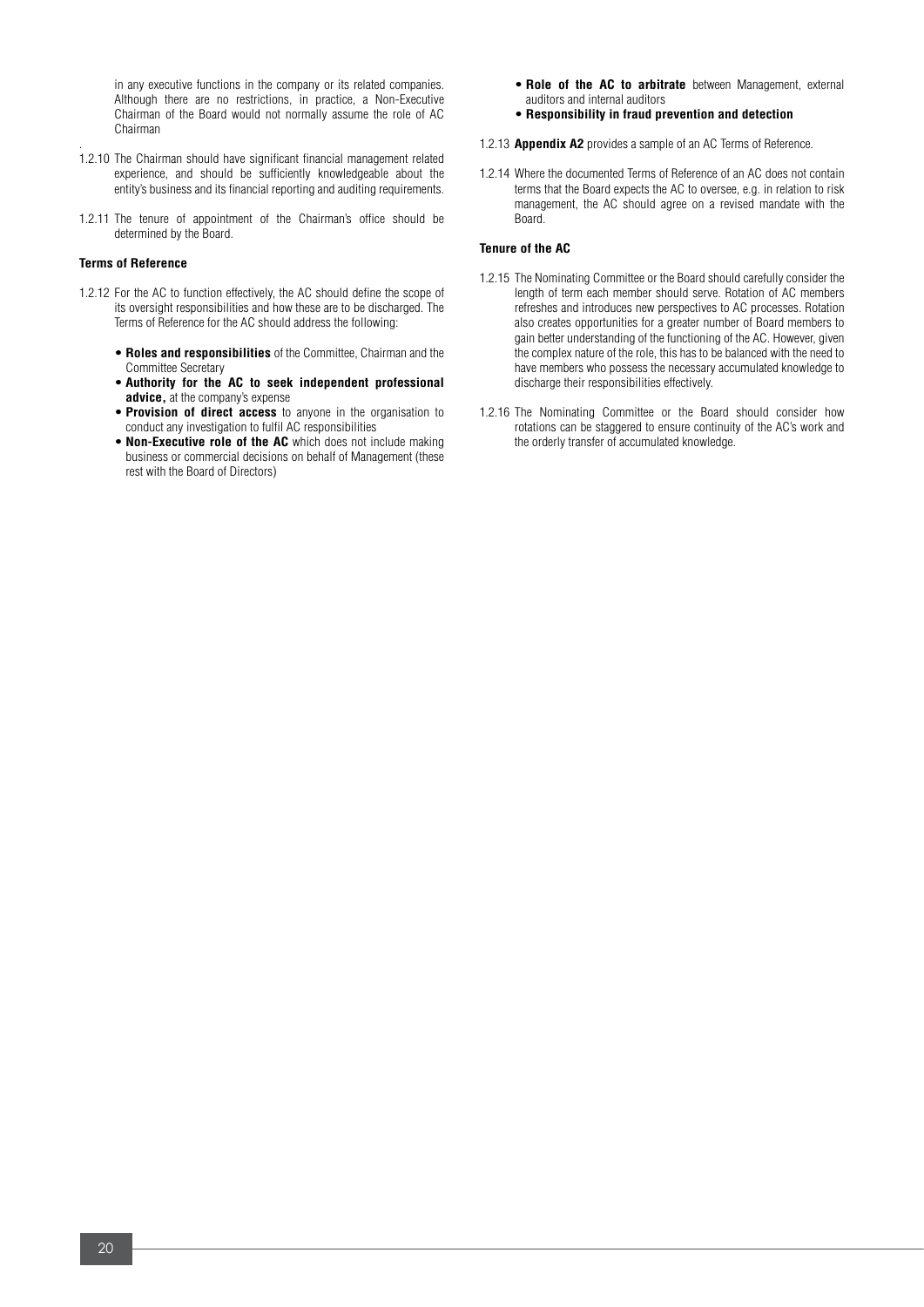in any executive functions in the company or its related companies. Although there are no restrictions, in practice, a Non-Executive Chairman of the Board would not normally assume the role of AC Chairman

1.2.10 The Chairman should have significant financial management related experience, and should be sufficiently knowledgeable about the entity's business and its financial reporting and auditing requirements.

1.2.11 The tenure of appointment of the Chairman's office should be determined by the Board.

**Terms of Reference**

1.2.12 For the AC to function effectively, the AC should define the scope of its oversight responsibilities and how these are to be discharged. The Terms of Reference for the AC should address the following:

- **Roles and responsibilities** of the Committee, Chairman and the Committee Secretary
- **Authority for the AC to seek independent professional advice,** at the company's expense
- **Provision of direct access** to anyone in the organisation to conduct any investigation to fulfil AC responsibilities
- **Non-Executive role of the AC** which does not include making business or commercial decisions on behalf of Management (these rest with the Board of Directors)
- **Role of the AC to arbitrate** between Management, external auditors and internal auditors
- **Responsibility in fraud prevention and detection**

1.2.13 **Appendix A2** provides a sample of an AC Terms of Reference.

1.2.14 Where the documented Terms of Reference of an AC does not contain terms that the Board expects the AC to oversee, e.g. in relation to risk management, the AC should agree on a revised mandate with the Board.

**Tenure of the AC**

1.2.15 The Nominating Committee or the Board should carefully consider the length of term each member should serve. Rotation of AC members refreshes and introduces new perspectives to AC processes. Rotation also creates opportunities for a greater number of Board members to gain better understanding of the functioning of the AC. However, given the complex nature of the role, this has to be balanced with the need to have members who possess the necessary accumulated knowledge to discharge their responsibilities effectively.

1.2.16 The Nominating Committee or the Board should consider how rotations can be staggered to ensure continuity of the AC's work and the orderly transfer of accumulated knowledge.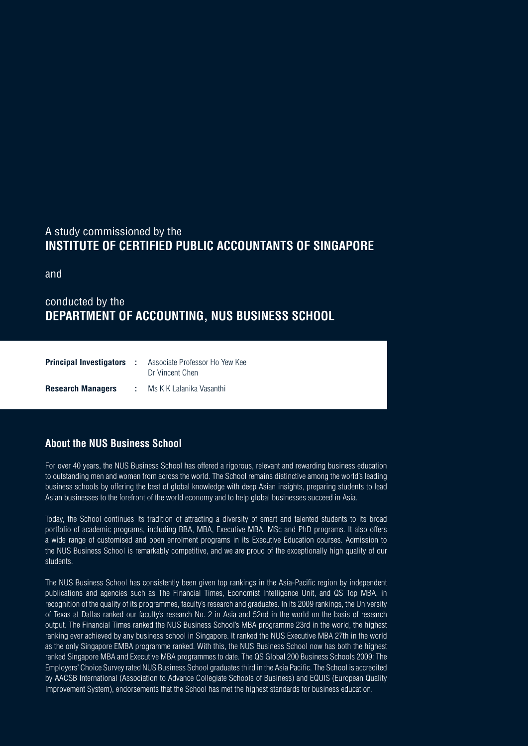A study commissioned by the
**INSTITUTE OF CERTIFIED PUBLIC ACCOUNTANTS OF SINGAPORE**

and

conducted by the
**DEPARTMENT OF ACCOUNTING, NUS BUSINESS SCHOOL**

| | | |
|---|---|---|
| **Principal Investigators** | **:** | Associate Professor Ho Yew Kee<br>Dr Vincent Chen |
| **Research Managers** | **:** | Ms K K Lalanika Vasanthi |

## About the NUS Business School

For over 40 years, the NUS Business School has offered a rigorous, relevant and rewarding business education to outstanding men and women from across the world. The School remains distinctive among the world's leading business schools by offering the best of global knowledge with deep Asian insights, preparing students to lead Asian businesses to the forefront of the world economy and to help global businesses succeed in Asia.

Today, the School continues its tradition of attracting a diversity of smart and talented students to its broad portfolio of academic programs, including BBA, MBA, Executive MBA, MSc and PhD programs. It also offers a wide range of customised and open enrolment programs in its Executive Education courses. Admission to the NUS Business School is remarkably competitive, and we are proud of the exceptionally high quality of our students.

The NUS Business School has consistently been given top rankings in the Asia-Pacific region by independent publications and agencies such as The Financial Times, Economist Intelligence Unit, and QS Top MBA, in recognition of the quality of its programmes, faculty's research and graduates. In its 2009 rankings, the University of Texas at Dallas ranked our faculty's research No. 2 in Asia and 52nd in the world on the basis of research output. The Financial Times ranked the NUS Business School's MBA programme 23rd in the world, the highest ranking ever achieved by any business school in Singapore. It ranked the NUS Executive MBA 27th in the world as the only Singapore EMBA programme ranked. With this, the NUS Business School now has both the highest ranked Singapore MBA and Executive MBA programmes to date. The QS Global 200 Business Schools 2009: The Employers' Choice Survey rated NUS Business School graduates third in the Asia Pacific. The School is accredited by AACSB International (Association to Advance Collegiate Schools of Business) and EQUIS (European Quality Improvement System), endorsements that the School has met the highest standards for business education.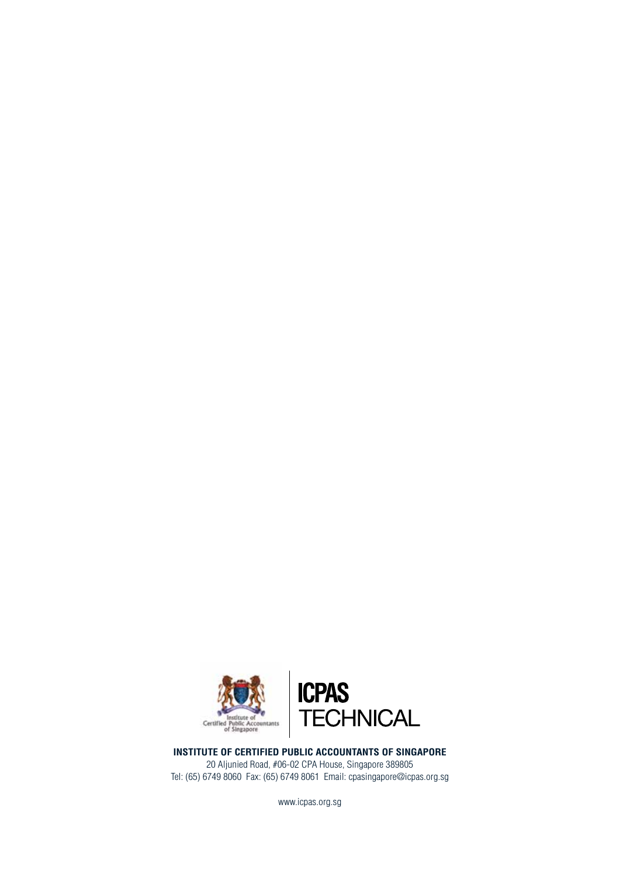ICPAS
TECHNICAL

**INSTITUTE OF CERTIFIED PUBLIC ACCOUNTANTS OF SINGAPORE**

20 Aljunied Road, #06-02 CPA House, Singapore 389805

Tel: (65) 6749 8060 Fax: (65) 6749 8061 Email: cpasingapore@icpas.org.sg

www.icpas.org.sg